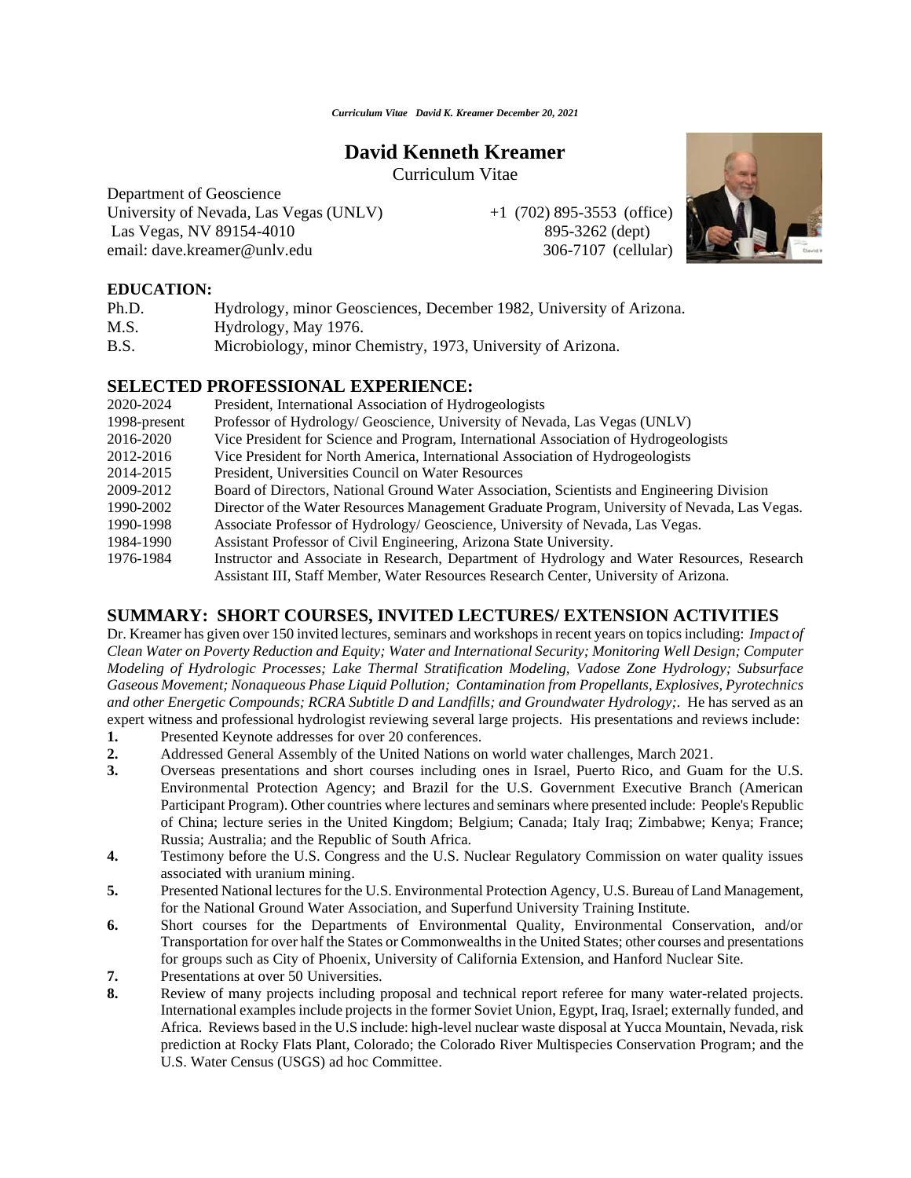# David Kenneth Kreamer

Curriculum Vitae

Department of Geoscience
University of Nevada, Las Vegas (UNLV) +1 (702) 895-3553 (office)
Las Vegas, NV 89154-4010 895-3262 (dept)
email: dave.kreamer@unlv.edu 306-7107 (cellular)

## EDUCATION:

| | |
|---|---|
| Ph.D. | Hydrology, minor Geosciences, December 1982, University of Arizona. |
| M.S. | Hydrology, May 1976. |
| B.S. | Microbiology, minor Chemistry, 1973, University of Arizona. |

## SELECTED PROFESSIONAL EXPERIENCE:

| | |
|---|---|
| 2020-2024 | President, International Association of Hydrogeologists |
| 1998-present | Professor of Hydrology/ Geoscience, University of Nevada, Las Vegas (UNLV) |
| 2016-2020 | Vice President for Science and Program, International Association of Hydrogeologists |
| 2012-2016 | Vice President for North America, International Association of Hydrogeologists |
| 2014-2015 | President, Universities Council on Water Resources |
| 2009-2012 | Board of Directors, National Ground Water Association, Scientists and Engineering Division |
| 1990-2002 | Director of the Water Resources Management Graduate Program, University of Nevada, Las Vegas. |
| 1990-1998 | Associate Professor of Hydrology/ Geoscience, University of Nevada, Las Vegas. |
| 1984-1990 | Assistant Professor of Civil Engineering, Arizona State University. |
| 1976-1984 | Instructor and Associate in Research, Department of Hydrology and Water Resources, Research Assistant III, Staff Member, Water Resources Research Center, University of Arizona. |

## SUMMARY: SHORT COURSES, INVITED LECTURES/ EXTENSION ACTIVITIES

Dr. Kreamer has given over 150 invited lectures, seminars and workshops in recent years on topics including: *Impact of Clean Water on Poverty Reduction and Equity; Water and International Security; Monitoring Well Design; Computer Modeling of Hydrologic Processes; Lake Thermal Stratification Modeling, Vadose Zone Hydrology; Subsurface Gaseous Movement; Nonaqueous Phase Liquid Pollution; Contamination from Propellants, Explosives, Pyrotechnics and other Energetic Compounds; RCRA Subtitle D and Landfills; and Groundwater Hydrology;*. He has served as an expert witness and professional hydrologist reviewing several large projects. His presentations and reviews include:

1. Presented Keynote addresses for over 20 conferences.
2. Addressed General Assembly of the United Nations on world water challenges, March 2021.
3. Overseas presentations and short courses including ones in Israel, Puerto Rico, and Guam for the U.S. Environmental Protection Agency; and Brazil for the U.S. Government Executive Branch (American Participant Program). Other countries where lectures and seminars where presented include: People's Republic of China; lecture series in the United Kingdom; Belgium; Canada; Italy Iraq; Zimbabwe; Kenya; France; Russia; Australia; and the Republic of South Africa.
4. Testimony before the U.S. Congress and the U.S. Nuclear Regulatory Commission on water quality issues associated with uranium mining.
5. Presented National lectures for the U.S. Environmental Protection Agency, U.S. Bureau of Land Management, for the National Ground Water Association, and Superfund University Training Institute.
6. Short courses for the Departments of Environmental Quality, Environmental Conservation, and/or Transportation for over half the States or Commonwealths in the United States; other courses and presentations for groups such as City of Phoenix, University of California Extension, and Hanford Nuclear Site.
7. Presentations at over 50 Universities.
8. Review of many projects including proposal and technical report referee for many water-related projects. International examples include projects in the former Soviet Union, Egypt, Iraq, Israel; externally funded, and Africa. Reviews based in the U.S include: high-level nuclear waste disposal at Yucca Mountain, Nevada, risk prediction at Rocky Flats Plant, Colorado; the Colorado River Multispecies Conservation Program; and the U.S. Water Census (USGS) ad hoc Committee.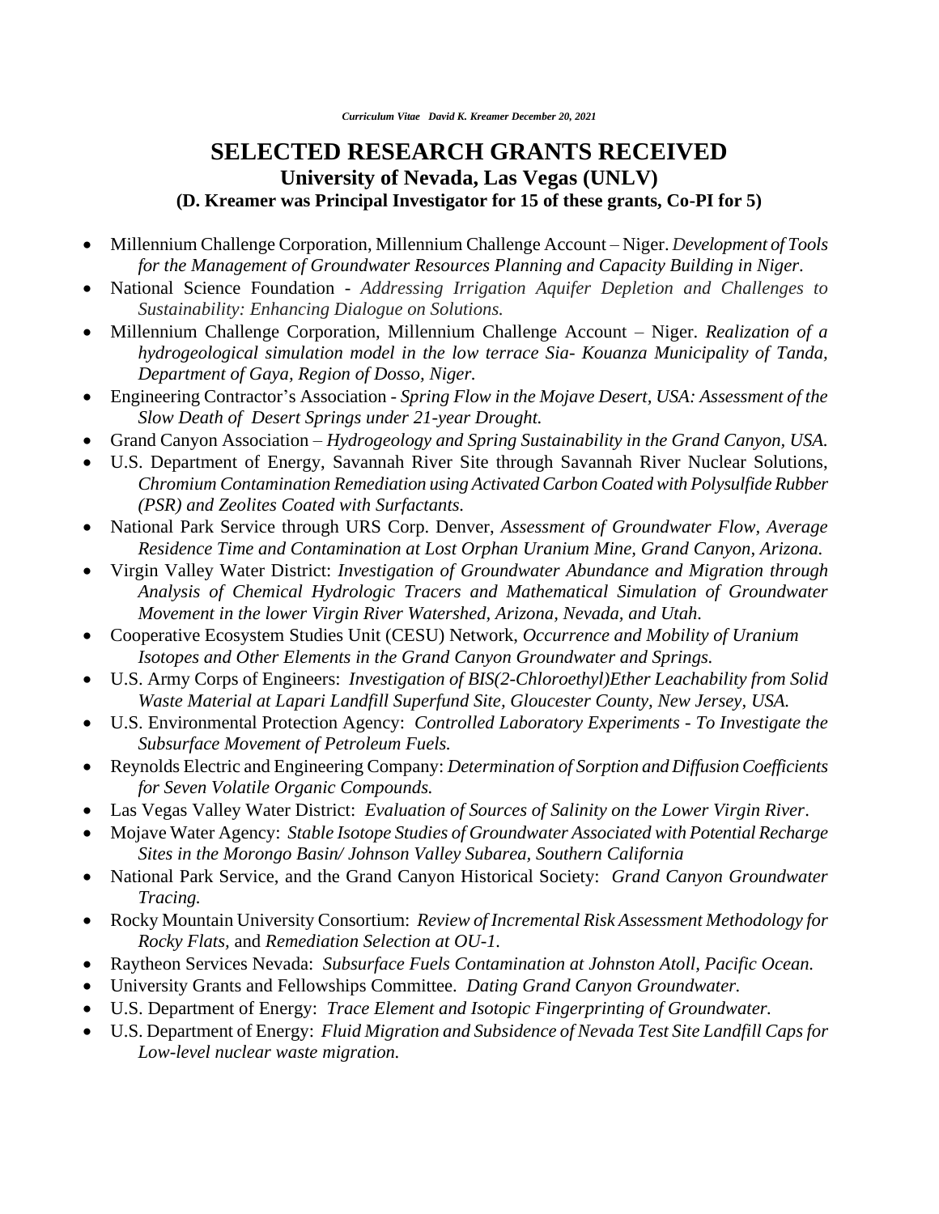# SELECTED RESEARCH GRANTS RECEIVED

## University of Nevada, Las Vegas (UNLV)

### (D. Kreamer was Principal Investigator for 15 of these grants, Co-PI for 5)

- Millennium Challenge Corporation, Millennium Challenge Account – Niger. *Development of Tools for the Management of Groundwater Resources Planning and Capacity Building in Niger*.
- National Science Foundation - *Addressing Irrigation Aquifer Depletion and Challenges to Sustainability: Enhancing Dialogue on Solutions.*
- Millennium Challenge Corporation, Millennium Challenge Account – Niger. *Realization of a hydrogeological simulation model in the low terrace Sia- Kouanza Municipality of Tanda, Department of Gaya, Region of Dosso, Niger.*
- Engineering Contractor's Association - *Spring Flow in the Mojave Desert, USA: Assessment of the Slow Death of Desert Springs under 21-year Drought.*
- Grand Canyon Association – *Hydrogeology and Spring Sustainability in the Grand Canyon, USA.*
- U.S. Department of Energy, Savannah River Site through Savannah River Nuclear Solutions, *Chromium Contamination Remediation using Activated Carbon Coated with Polysulfide Rubber (PSR) and Zeolites Coated with Surfactants.*
- National Park Service through URS Corp. Denver, *Assessment of Groundwater Flow, Average Residence Time and Contamination at Lost Orphan Uranium Mine, Grand Canyon, Arizona.*
- Virgin Valley Water District: *Investigation of Groundwater Abundance and Migration through Analysis of Chemical Hydrologic Tracers and Mathematical Simulation of Groundwater Movement in the lower Virgin River Watershed, Arizona, Nevada, and Utah.*
- Cooperative Ecosystem Studies Unit (CESU) Network, *Occurrence and Mobility of Uranium Isotopes and Other Elements in the Grand Canyon Groundwater and Springs.*
- U.S. Army Corps of Engineers: *Investigation of BIS(2-Chloroethyl)Ether Leachability from Solid Waste Material at Lapari Landfill Superfund Site, Gloucester County, New Jersey, USA.*
- U.S. Environmental Protection Agency: *Controlled Laboratory Experiments - To Investigate the Subsurface Movement of Petroleum Fuels.*
- Reynolds Electric and Engineering Company: *Determination of Sorption and Diffusion Coefficients for Seven Volatile Organic Compounds.*
- Las Vegas Valley Water District: *Evaluation of Sources of Salinity on the Lower Virgin River*.
- Mojave Water Agency: *Stable Isotope Studies of Groundwater Associated with Potential Recharge Sites in the Morongo Basin/ Johnson Valley Subarea, Southern California*
- National Park Service, and the Grand Canyon Historical Society: *Grand Canyon Groundwater Tracing.*
- Rocky Mountain University Consortium: *Review of Incremental Risk Assessment Methodology for Rocky Flats,* and *Remediation Selection at OU-1.*
- Raytheon Services Nevada: *Subsurface Fuels Contamination at Johnston Atoll, Pacific Ocean.*
- University Grants and Fellowships Committee. *Dating Grand Canyon Groundwater.*
- U.S. Department of Energy: *Trace Element and Isotopic Fingerprinting of Groundwater.*
- U.S. Department of Energy: *Fluid Migration and Subsidence of Nevada Test Site Landfill Caps for Low-level nuclear waste migration.*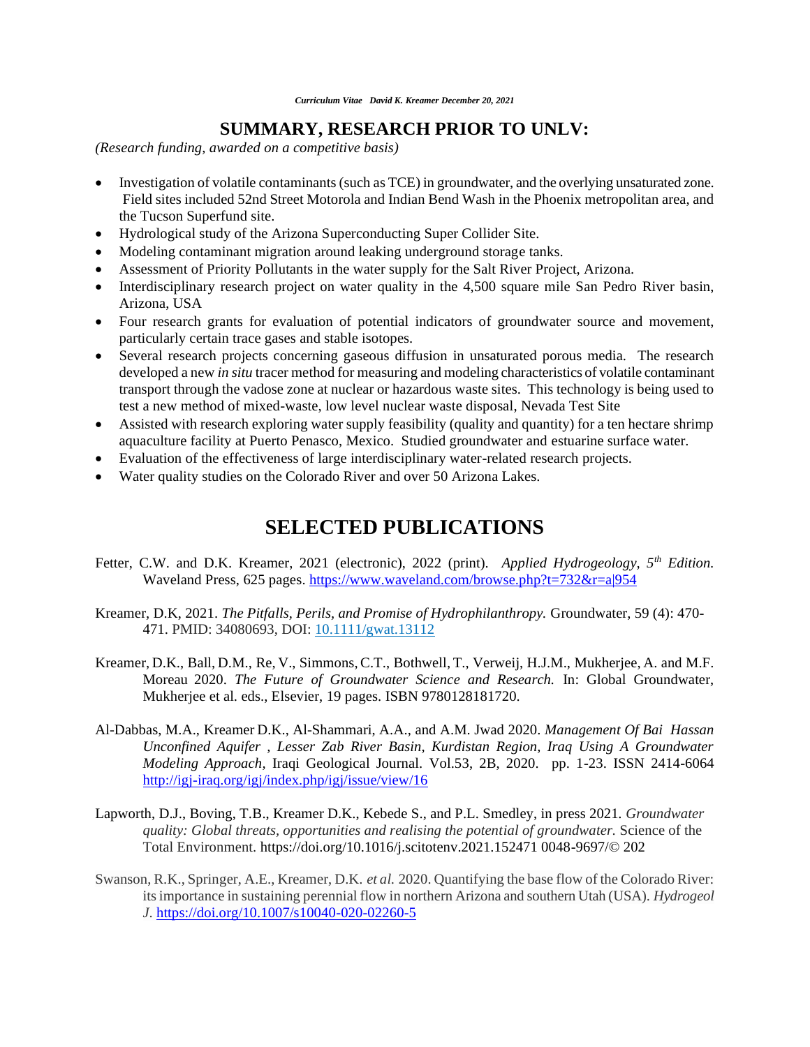## SUMMARY, RESEARCH PRIOR TO UNLV:

*(Research funding, awarded on a competitive basis)*

- Investigation of volatile contaminants (such as TCE) in groundwater, and the overlying unsaturated zone. Field sites included 52nd Street Motorola and Indian Bend Wash in the Phoenix metropolitan area, and the Tucson Superfund site.
- Hydrological study of the Arizona Superconducting Super Collider Site.
- Modeling contaminant migration around leaking underground storage tanks.
- Assessment of Priority Pollutants in the water supply for the Salt River Project, Arizona.
- Interdisciplinary research project on water quality in the 4,500 square mile San Pedro River basin, Arizona, USA
- Four research grants for evaluation of potential indicators of groundwater source and movement, particularly certain trace gases and stable isotopes.
- Several research projects concerning gaseous diffusion in unsaturated porous media. The research developed a new *in situ* tracer method for measuring and modeling characteristics of volatile contaminant transport through the vadose zone at nuclear or hazardous waste sites. This technology is being used to test a new method of mixed-waste, low level nuclear waste disposal, Nevada Test Site
- Assisted with research exploring water supply feasibility (quality and quantity) for a ten hectare shrimp aquaculture facility at Puerto Penasco, Mexico. Studied groundwater and estuarine surface water.
- Evaluation of the effectiveness of large interdisciplinary water-related research projects.
- Water quality studies on the Colorado River and over 50 Arizona Lakes.

# SELECTED PUBLICATIONS

Fetter, C.W. and D.K. Kreamer, 2021 (electronic), 2022 (print). *Applied Hydrogeology, 5th Edition.* Waveland Press, 625 pages. https://www.waveland.com/browse.php?t=732&r=a|954

Kreamer, D.K, 2021. *The Pitfalls, Perils, and Promise of Hydrophilanthropy.* Groundwater, 59 (4): 470-471. PMID: 34080693, DOI: 10.1111/gwat.13112

Kreamer, D.K., Ball, D.M., Re, V., Simmons, C.T., Bothwell, T., Verweij, H.J.M., Mukherjee, A. and M.F. Moreau 2020. *The Future of Groundwater Science and Research.* In: Global Groundwater, Mukherjee et al. eds., Elsevier, 19 pages. ISBN 9780128181720.

Al-Dabbas, M.A., Kreamer D.K., Al-Shammari, A.A., and A.M. Jwad 2020. *Management Of Bai Hassan Unconfined Aquifer , Lesser Zab River Basin, Kurdistan Region, Iraq Using A Groundwater Modeling Approach,* Iraqi Geological Journal. Vol.53, 2B, 2020. pp. 1-23. ISSN 2414-6064 http://igj-iraq.org/igj/index.php/igj/issue/view/16

Lapworth, D.J., Boving, T.B., Kreamer D.K., Kebede S., and P.L. Smedley, in press 2021. *Groundwater quality: Global threats, opportunities and realising the potential of groundwater.* Science of the Total Environment. https://doi.org/10.1016/j.scitotenv.2021.152471 0048-9697/© 202

Swanson, R.K., Springer, A.E., Kreamer, D.K. *et al.* 2020. Quantifying the base flow of the Colorado River: its importance in sustaining perennial flow in northern Arizona and southern Utah (USA). *Hydrogeol J.* https://doi.org/10.1007/s10040-020-02260-5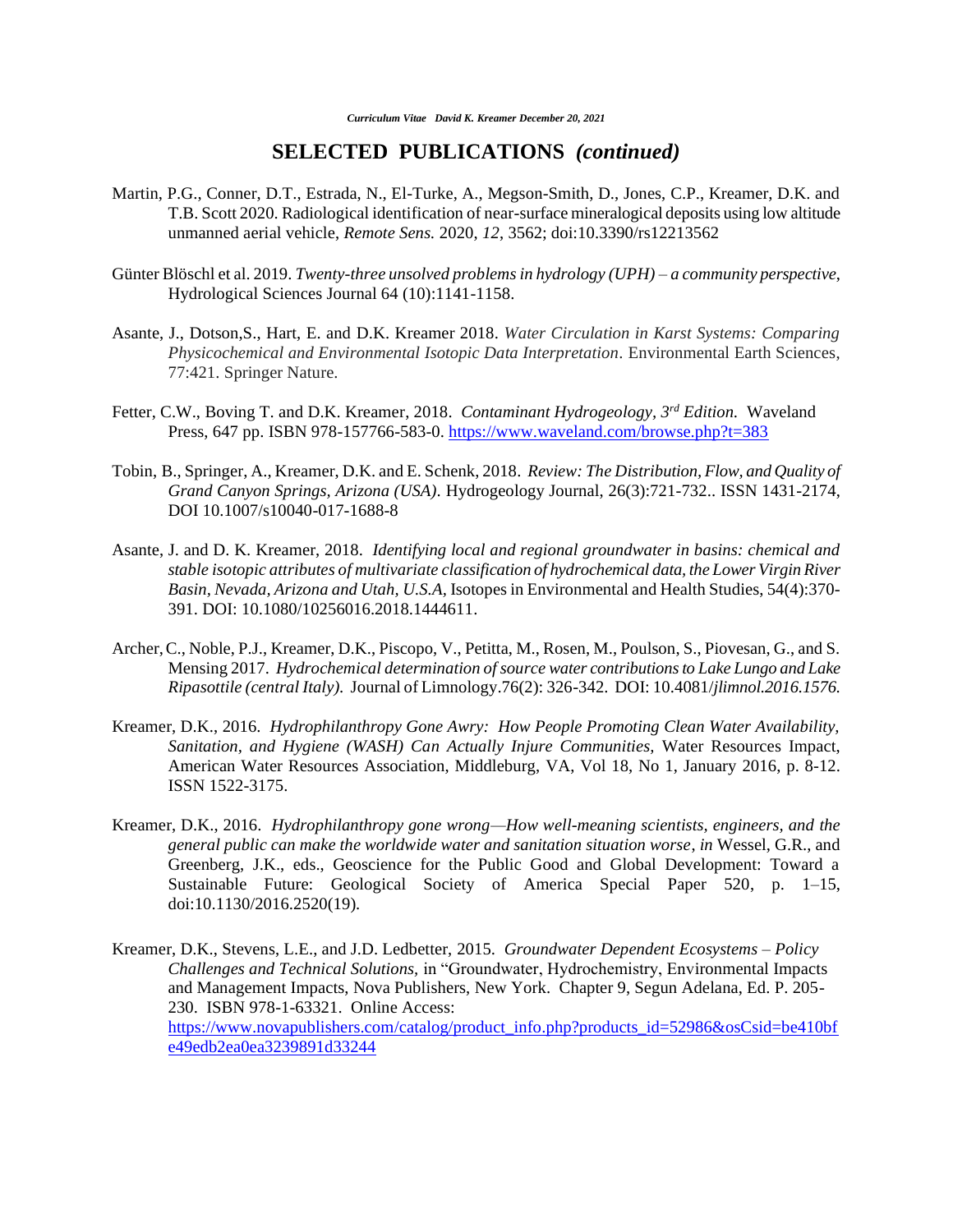## SELECTED PUBLICATIONS *(continued)*

Martin, P.G., Conner, D.T., Estrada, N., El-Turke, A., Megson-Smith, D., Jones, C.P., Kreamer, D.K. and T.B. Scott 2020. Radiological identification of near-surface mineralogical deposits using low altitude unmanned aerial vehicle, *Remote Sens.* 2020, *12*, 3562; doi:10.3390/rs12213562

Günter Blöschl et al. 2019. *Twenty-three unsolved problems in hydrology (UPH) – a community perspective*, Hydrological Sciences Journal 64 (10):1141-1158.

Asante, J., Dotson,S., Hart, E. and D.K. Kreamer 2018. *Water Circulation in Karst Systems: Comparing Physicochemical and Environmental Isotopic Data Interpretation*. Environmental Earth Sciences, 77:421. Springer Nature.

Fetter, C.W., Boving T. and D.K. Kreamer, 2018. *Contaminant Hydrogeology, 3rd Edition.* Waveland Press, 647 pp. ISBN 978-157766-583-0. https://www.waveland.com/browse.php?t=383

Tobin, B., Springer, A., Kreamer, D.K. and E. Schenk, 2018. *Review: The Distribution, Flow, and Quality of Grand Canyon Springs, Arizona (USA).* Hydrogeology Journal, 26(3):721-732.. ISSN 1431-2174, DOI 10.1007/s10040-017-1688-8

Asante, J. and D. K. Kreamer, 2018. *Identifying local and regional groundwater in basins: chemical and stable isotopic attributes of multivariate classification of hydrochemical data, the Lower Virgin River Basin, Nevada, Arizona and Utah, U.S.A*, Isotopes in Environmental and Health Studies, 54(4):370-391. DOI: 10.1080/10256016.2018.1444611.

Archer, C., Noble, P.J., Kreamer, D.K., Piscopo, V., Petitta, M., Rosen, M., Poulson, S., Piovesan, G., and S. Mensing 2017. *Hydrochemical determination of source water contributions to Lake Lungo and Lake Ripasottile (central Italy).* Journal of Limnology.76(2): 326-342. DOI: 10.4081/*jlimnol.2016.1576.*

Kreamer, D.K., 2016. *Hydrophilanthropy Gone Awry: How People Promoting Clean Water Availability, Sanitation, and Hygiene (WASH) Can Actually Injure Communities,* Water Resources Impact, American Water Resources Association, Middleburg, VA, Vol 18, No 1, January 2016, p. 8-12. ISSN 1522-3175.

Kreamer, D.K., 2016. *Hydrophilanthropy gone wrong—How well-meaning scientists, engineers, and the general public can make the worldwide water and sanitation situation worse*, *in* Wessel, G.R., and Greenberg, J.K., eds., Geoscience for the Public Good and Global Development: Toward a Sustainable Future: Geological Society of America Special Paper 520, p. 1–15, doi:10.1130/2016.2520(19).

Kreamer, D.K., Stevens, L.E., and J.D. Ledbetter, 2015. *Groundwater Dependent Ecosystems – Policy Challenges and Technical Solutions,* in "Groundwater, Hydrochemistry, Environmental Impacts and Management Impacts, Nova Publishers, New York. Chapter 9, Segun Adelana, Ed. P. 205-230. ISBN 978-1-63321. Online Access: https://www.novapublishers.com/catalog/product_info.php?products_id=52986&osCsid=be410bfe49edb2ea0ea3239891d33244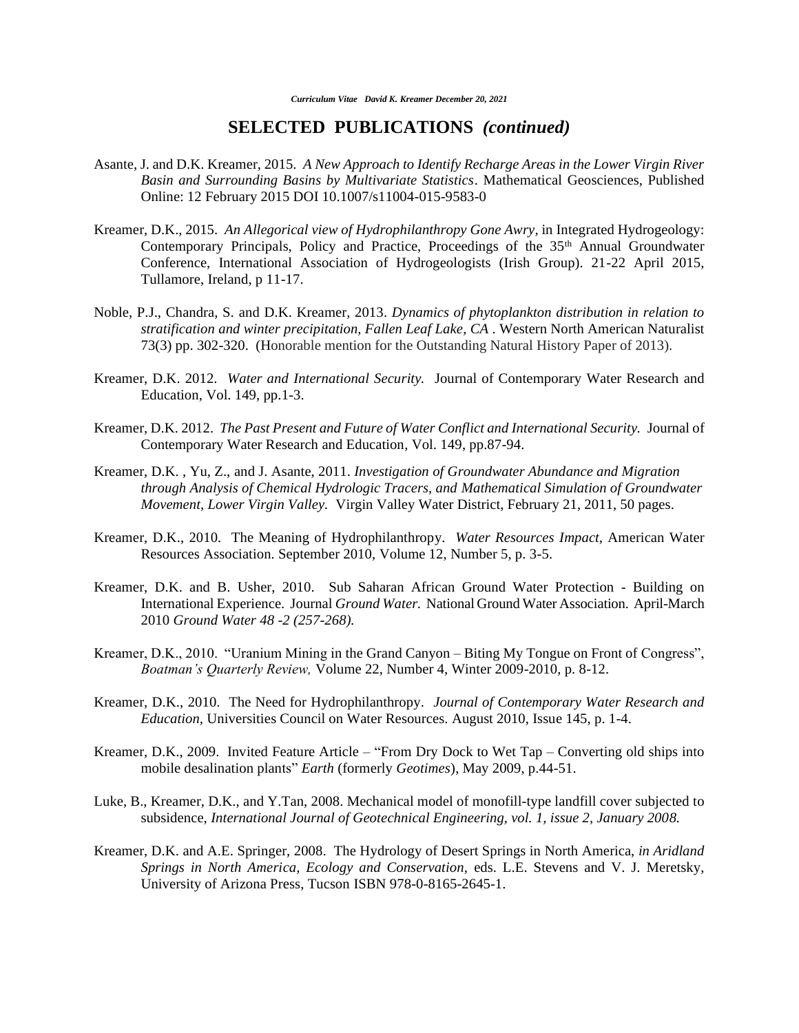## SELECTED PUBLICATIONS *(continued)*

Asante, J. and D.K. Kreamer, 2015. *A New Approach to Identify Recharge Areas in the Lower Virgin River Basin and Surrounding Basins by Multivariate Statistics*. Mathematical Geosciences, Published Online: 12 February 2015 DOI 10.1007/s11004-015-9583-0

Kreamer, D.K., 2015. *An Allegorical view of Hydrophilanthropy Gone Awry*, in Integrated Hydrogeology: Contemporary Principals, Policy and Practice, Proceedings of the 35th Annual Groundwater Conference, International Association of Hydrogeologists (Irish Group). 21-22 April 2015, Tullamore, Ireland, p 11-17.

Noble, P.J., Chandra, S. and D.K. Kreamer, 2013. *Dynamics of phytoplankton distribution in relation to stratification and winter precipitation, Fallen Leaf Lake, CA* . Western North American Naturalist 73(3) pp. 302-320. (Honorable mention for the Outstanding Natural History Paper of 2013).

Kreamer, D.K. 2012. *Water and International Security.* Journal of Contemporary Water Research and Education, Vol. 149, pp.1-3.

Kreamer, D.K. 2012. *The Past Present and Future of Water Conflict and International Security.* Journal of Contemporary Water Research and Education, Vol. 149, pp.87-94.

Kreamer, D.K. , Yu, Z., and J. Asante, 2011. *Investigation of Groundwater Abundance and Migration through Analysis of Chemical Hydrologic Tracers, and Mathematical Simulation of Groundwater Movement, Lower Virgin Valley.* Virgin Valley Water District, February 21, 2011, 50 pages.

Kreamer, D.K., 2010. The Meaning of Hydrophilanthropy. *Water Resources Impact*, American Water Resources Association. September 2010, Volume 12, Number 5, p. 3-5.

Kreamer, D.K. and B. Usher, 2010. Sub Saharan African Ground Water Protection - Building on International Experience. Journal *Ground Water.* National Ground Water Association. April-March 2010 *Ground Water 48 -2 (257-268).*

Kreamer, D.K., 2010. "Uranium Mining in the Grand Canyon – Biting My Tongue on Front of Congress", *Boatman's Quarterly Review,* Volume 22, Number 4, Winter 2009-2010, p. 8-12.

Kreamer, D.K., 2010. The Need for Hydrophilanthropy. *Journal of Contemporary Water Research and Education*, Universities Council on Water Resources. August 2010, Issue 145, p. 1-4.

Kreamer, D.K., 2009. Invited Feature Article – "From Dry Dock to Wet Tap – Converting old ships into mobile desalination plants" *Earth* (formerly *Geotimes*), May 2009, p.44-51.

Luke, B., Kreamer, D.K., and Y.Tan, 2008. Mechanical model of monofill-type landfill cover subjected to subsidence, *International Journal of Geotechnical Engineering, vol. 1, issue 2, January 2008.*

Kreamer, D.K. and A.E. Springer, 2008. The Hydrology of Desert Springs in North America, *in Aridland Springs in North America, Ecology and Conservation,* eds. L.E. Stevens and V. J. Meretsky, University of Arizona Press, Tucson ISBN 978-0-8165-2645-1.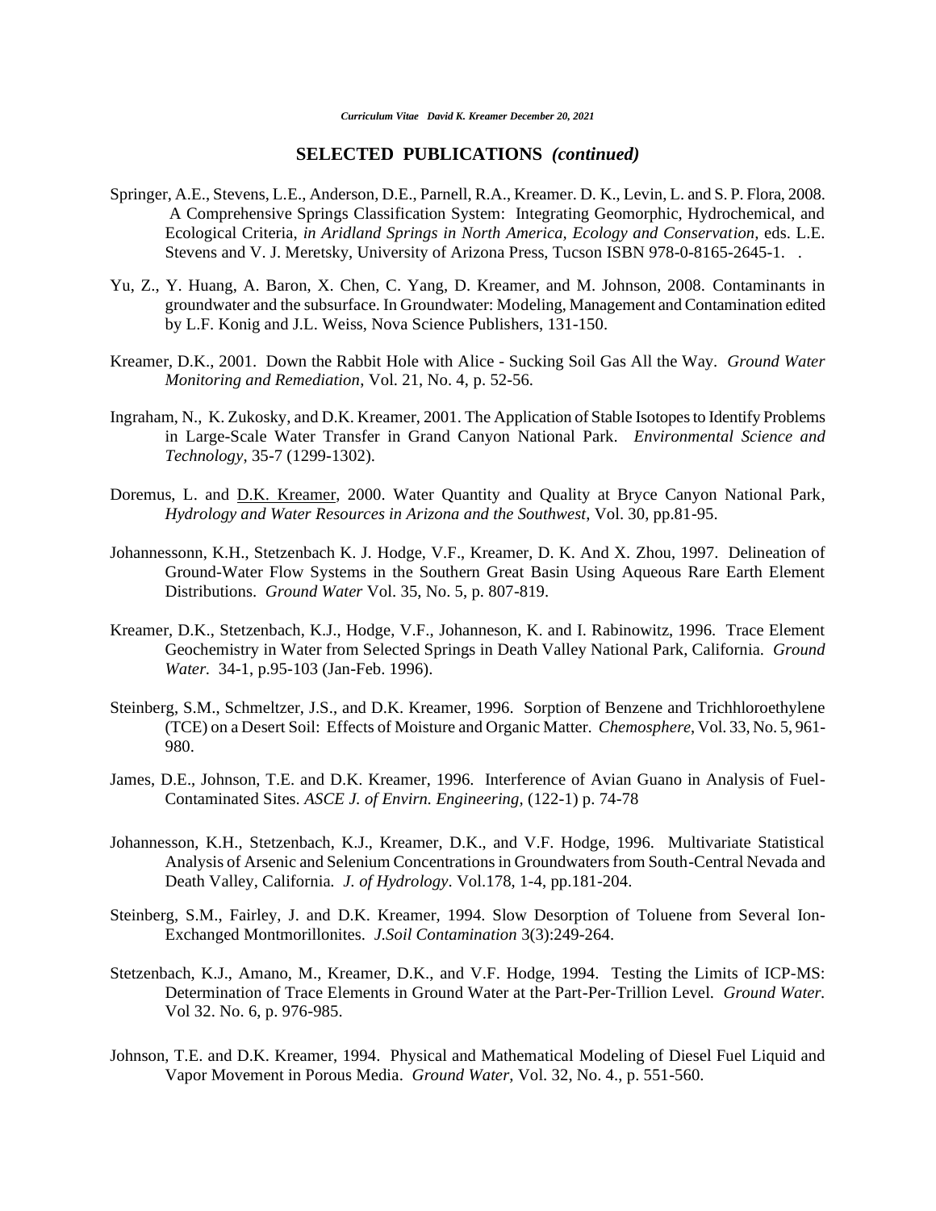## SELECTED PUBLICATIONS *(continued)*

Springer, A.E., Stevens, L.E., Anderson, D.E., Parnell, R.A., Kreamer. D. K., Levin, L. and S. P. Flora, 2008. A Comprehensive Springs Classification System: Integrating Geomorphic, Hydrochemical, and Ecological Criteria, *in Aridland Springs in North America, Ecology and Conservation*, eds. L.E. Stevens and V. J. Meretsky, University of Arizona Press, Tucson ISBN 978-0-8165-2645-1. .

Yu, Z., Y. Huang, A. Baron, X. Chen, C. Yang, D. Kreamer, and M. Johnson, 2008. Contaminants in groundwater and the subsurface. In Groundwater: Modeling, Management and Contamination edited by L.F. Konig and J.L. Weiss, Nova Science Publishers, 131-150.

Kreamer, D.K., 2001. Down the Rabbit Hole with Alice - Sucking Soil Gas All the Way. *Ground Water Monitoring and Remediation*, Vol. 21, No. 4, p. 52-56.

Ingraham, N., K. Zukosky, and D.K. Kreamer, 2001. The Application of Stable Isotopes to Identify Problems in Large-Scale Water Transfer in Grand Canyon National Park. *Environmental Science and Technology*, 35-7 (1299-1302).

Doremus, L. and <u>D.K. Kreamer</u>, 2000. Water Quantity and Quality at Bryce Canyon National Park, *Hydrology and Water Resources in Arizona and the Southwest*, Vol. 30, pp.81-95.

Johannessonn, K.H., Stetzenbach K. J. Hodge, V.F., Kreamer, D. K. And X. Zhou, 1997. Delineation of Ground-Water Flow Systems in the Southern Great Basin Using Aqueous Rare Earth Element Distributions. *Ground Water* Vol. 35, No. 5, p. 807-819.

Kreamer, D.K., Stetzenbach, K.J., Hodge, V.F., Johanneson, K. and I. Rabinowitz, 1996. Trace Element Geochemistry in Water from Selected Springs in Death Valley National Park, California. *Ground Water.* 34-1, p.95-103 (Jan-Feb. 1996).

Steinberg, S.M., Schmeltzer, J.S., and D.K. Kreamer, 1996. Sorption of Benzene and Trichhloroethylene (TCE) on a Desert Soil: Effects of Moisture and Organic Matter. *Chemosphere*, Vol. 33, No. 5, 961-980.

James, D.E., Johnson, T.E. and D.K. Kreamer, 1996. Interference of Avian Guano in Analysis of Fuel-Contaminated Sites. *ASCE J. of Envirn. Engineering*, (122-1) p. 74-78

Johannesson, K.H., Stetzenbach, K.J., Kreamer, D.K., and V.F. Hodge, 1996. Multivariate Statistical Analysis of Arsenic and Selenium Concentrations in Groundwaters from South-Central Nevada and Death Valley, California. *J. of Hydrology*. Vol.178, 1-4, pp.181-204.

Steinberg, S.M., Fairley, J. and D.K. Kreamer, 1994. Slow Desorption of Toluene from Several Ion-Exchanged Montmorillonites. *J.Soil Contamination* 3(3):249-264.

Stetzenbach, K.J., Amano, M., Kreamer, D.K., and V.F. Hodge, 1994. Testing the Limits of ICP-MS: Determination of Trace Elements in Ground Water at the Part-Per-Trillion Level. *Ground Water.* Vol 32. No. 6, p. 976-985.

Johnson, T.E. and D.K. Kreamer, 1994. Physical and Mathematical Modeling of Diesel Fuel Liquid and Vapor Movement in Porous Media. *Ground Water*, Vol. 32, No. 4., p. 551-560.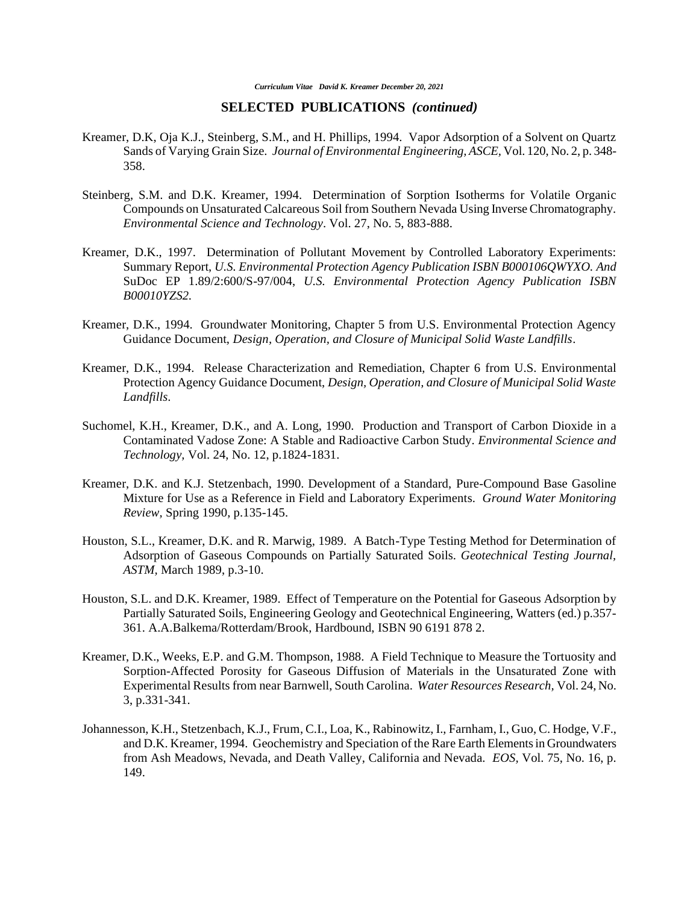## SELECTED PUBLICATIONS *(continued)*

Kreamer, D.K, Oja K.J., Steinberg, S.M., and H. Phillips, 1994. Vapor Adsorption of a Solvent on Quartz Sands of Varying Grain Size. *Journal of Environmental Engineering, ASCE,* Vol. 120, No. 2, p. 348-358.

Steinberg, S.M. and D.K. Kreamer, 1994. Determination of Sorption Isotherms for Volatile Organic Compounds on Unsaturated Calcareous Soil from Southern Nevada Using Inverse Chromatography. *Environmental Science and Technology*. Vol. 27, No. 5, 883-888.

Kreamer, D.K., 1997. Determination of Pollutant Movement by Controlled Laboratory Experiments: Summary Report, *U.S. Environmental Protection Agency Publication ISBN B000106QWYXO. And* SuDoc EP 1.89/2:600/S-97/004, *U.S. Environmental Protection Agency Publication ISBN B00010YZS2.*

Kreamer, D.K., 1994. Groundwater Monitoring, Chapter 5 from U.S. Environmental Protection Agency Guidance Document, *Design, Operation, and Closure of Municipal Solid Waste Landfills*.

Kreamer, D.K., 1994. Release Characterization and Remediation, Chapter 6 from U.S. Environmental Protection Agency Guidance Document, *Design, Operation, and Closure of Municipal Solid Waste Landfills.*

Suchomel, K.H., Kreamer, D.K., and A. Long, 1990. Production and Transport of Carbon Dioxide in a Contaminated Vadose Zone: A Stable and Radioactive Carbon Study. *Environmental Science and Technology,* Vol. 24, No. 12, p.1824-1831.

Kreamer, D.K. and K.J. Stetzenbach, 1990. Development of a Standard, Pure-Compound Base Gasoline Mixture for Use as a Reference in Field and Laboratory Experiments. *Ground Water Monitoring Review,* Spring 1990, p.135-145.

Houston, S.L., Kreamer, D.K. and R. Marwig, 1989. A Batch-Type Testing Method for Determination of Adsorption of Gaseous Compounds on Partially Saturated Soils. *Geotechnical Testing Journal, ASTM,* March 1989, p.3-10.

Houston, S.L. and D.K. Kreamer, 1989. Effect of Temperature on the Potential for Gaseous Adsorption by Partially Saturated Soils, Engineering Geology and Geotechnical Engineering, Watters (ed.) p.357-361. A.A.Balkema/Rotterdam/Brook, Hardbound, ISBN 90 6191 878 2.

Kreamer, D.K., Weeks, E.P. and G.M. Thompson, 1988. A Field Technique to Measure the Tortuosity and Sorption-Affected Porosity for Gaseous Diffusion of Materials in the Unsaturated Zone with Experimental Results from near Barnwell, South Carolina. *Water Resources Research,* Vol. 24, No. 3, p.331-341.

Johannesson, K.H., Stetzenbach, K.J., Frum, C.I., Loa, K., Rabinowitz, I., Farnham, I., Guo, C. Hodge, V.F., and D.K. Kreamer, 1994. Geochemistry and Speciation of the Rare Earth Elements in Groundwaters from Ash Meadows, Nevada, and Death Valley, California and Nevada. *EOS,* Vol. 75, No. 16, p. 149.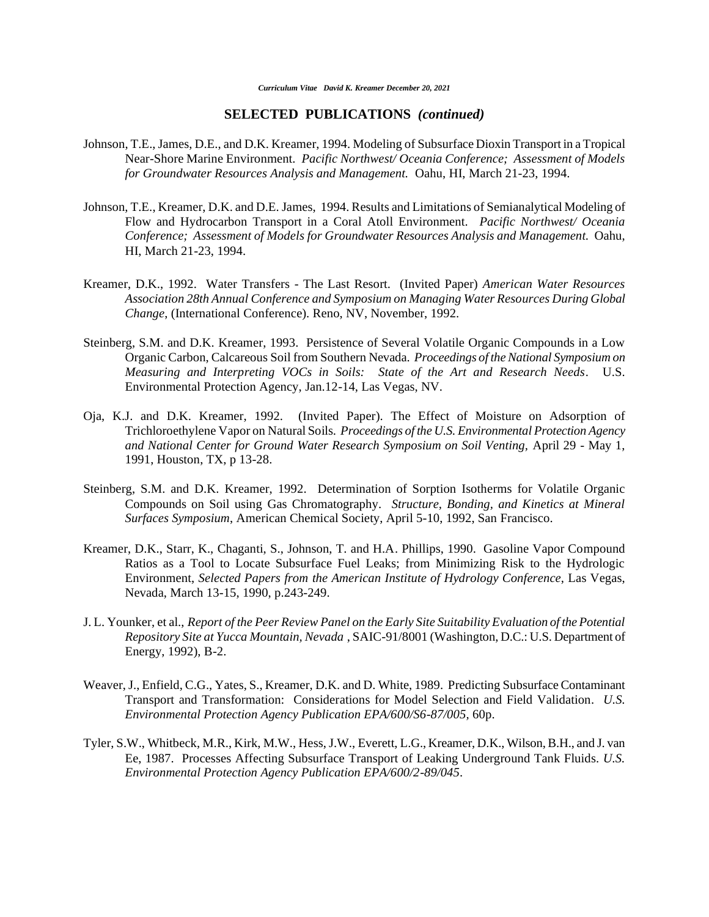## SELECTED PUBLICATIONS *(continued)*

Johnson, T.E., James, D.E., and D.K. Kreamer, 1994. Modeling of Subsurface Dioxin Transport in a Tropical Near-Shore Marine Environment. *Pacific Northwest/ Oceania Conference; Assessment of Models for Groundwater Resources Analysis and Management.* Oahu, HI, March 21-23, 1994.

Johnson, T.E., Kreamer, D.K. and D.E. James, 1994. Results and Limitations of Semianalytical Modeling of Flow and Hydrocarbon Transport in a Coral Atoll Environment. *Pacific Northwest/ Oceania Conference; Assessment of Models for Groundwater Resources Analysis and Management.* Oahu, HI, March 21-23, 1994.

Kreamer, D.K., 1992. Water Transfers - The Last Resort. (Invited Paper) *American Water Resources Association 28th Annual Conference and Symposium on Managing Water Resources During Global Change,* (International Conference). Reno, NV, November, 1992.

Steinberg, S.M. and D.K. Kreamer, 1993. Persistence of Several Volatile Organic Compounds in a Low Organic Carbon, Calcareous Soil from Southern Nevada. *Proceedings of the National Symposium on Measuring and Interpreting VOCs in Soils: State of the Art and Research Needs*. U.S. Environmental Protection Agency, Jan.12-14, Las Vegas, NV.

Oja, K.J. and D.K. Kreamer, 1992. (Invited Paper). The Effect of Moisture on Adsorption of Trichloroethylene Vapor on Natural Soils. *Proceedings of the U.S. Environmental Protection Agency and National Center for Ground Water Research Symposium on Soil Venting,* April 29 - May 1, 1991, Houston, TX, p 13-28.

Steinberg, S.M. and D.K. Kreamer, 1992. Determination of Sorption Isotherms for Volatile Organic Compounds on Soil using Gas Chromatography. *Structure, Bonding, and Kinetics at Mineral Surfaces Symposium*, American Chemical Society, April 5-10, 1992, San Francisco.

Kreamer, D.K., Starr, K., Chaganti, S., Johnson, T. and H.A. Phillips, 1990. Gasoline Vapor Compound Ratios as a Tool to Locate Subsurface Fuel Leaks; from Minimizing Risk to the Hydrologic Environment, *Selected Papers from the American Institute of Hydrology Conference*, Las Vegas, Nevada, March 13-15, 1990, p.243-249.

J. L. Younker, et al., *Report of the Peer Review Panel on the Early Site Suitability Evaluation of the Potential Repository Site at Yucca Mountain, Nevada* , SAIC-91/8001 (Washington, D.C.: U.S. Department of Energy, 1992), B-2.

Weaver, J., Enfield, C.G., Yates, S., Kreamer, D.K. and D. White, 1989. Predicting Subsurface Contaminant Transport and Transformation: Considerations for Model Selection and Field Validation. *U.S. Environmental Protection Agency Publication EPA/600/S6-87/005,* 60p.

Tyler, S.W., Whitbeck, M.R., Kirk, M.W., Hess, J.W., Everett, L.G., Kreamer, D.K., Wilson, B.H., and J. van Ee, 1987. Processes Affecting Subsurface Transport of Leaking Underground Tank Fluids. *U.S. Environmental Protection Agency Publication EPA/600/2-89/045*.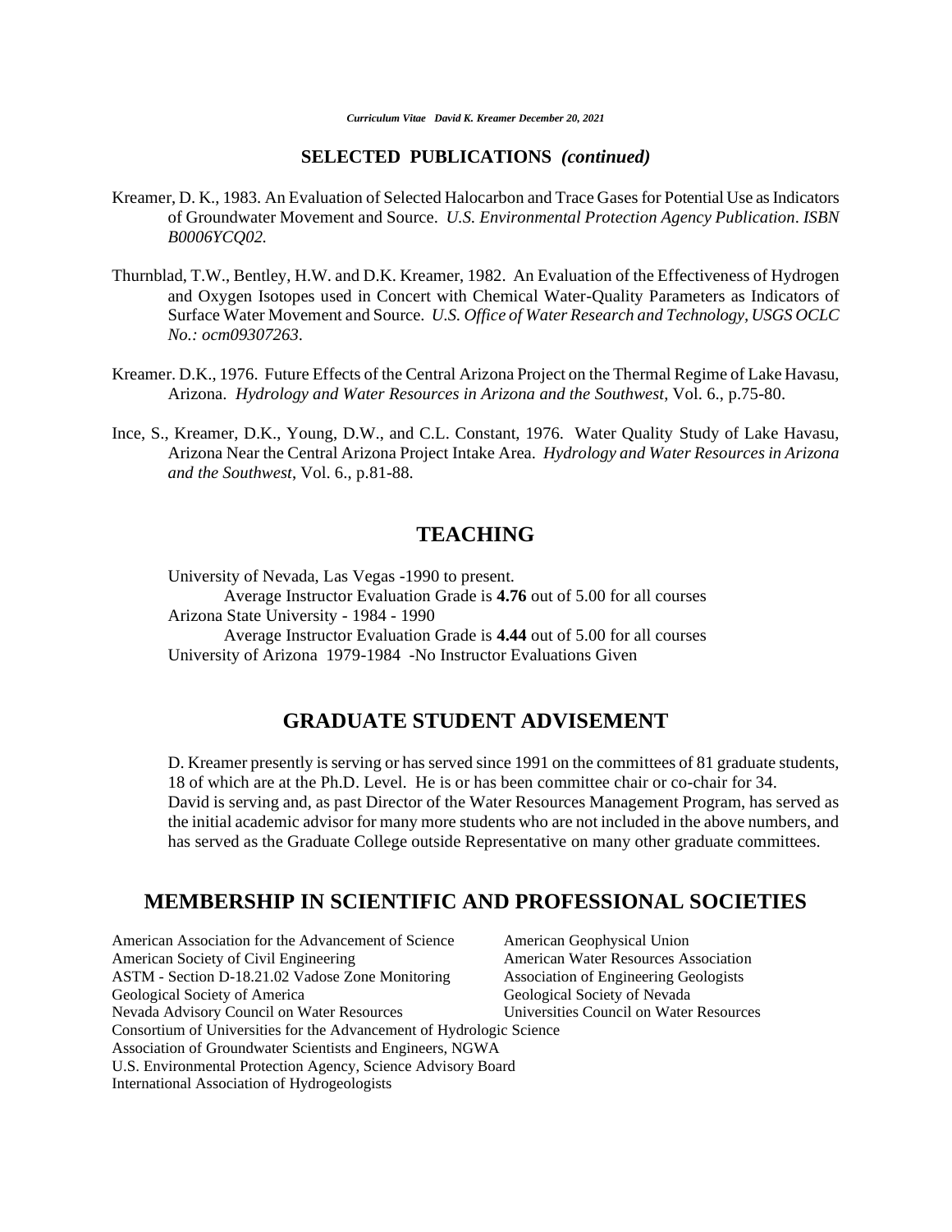## SELECTED PUBLICATIONS *(continued)*

Kreamer, D. K., 1983. An Evaluation of Selected Halocarbon and Trace Gases for Potential Use as Indicators of Groundwater Movement and Source. *U.S. Environmental Protection Agency Publication. ISBN B0006YCQ02.*

Thurnblad, T.W., Bentley, H.W. and D.K. Kreamer, 1982. An Evaluation of the Effectiveness of Hydrogen and Oxygen Isotopes used in Concert with Chemical Water-Quality Parameters as Indicators of Surface Water Movement and Source. *U.S. Office of Water Research and Technology, USGS OCLC No.: ocm09307263*.

Kreamer. D.K., 1976. Future Effects of the Central Arizona Project on the Thermal Regime of Lake Havasu, Arizona. *Hydrology and Water Resources in Arizona and the Southwest*, Vol. 6., p.75-80.

Ince, S., Kreamer, D.K., Young, D.W., and C.L. Constant, 1976. Water Quality Study of Lake Havasu, Arizona Near the Central Arizona Project Intake Area. *Hydrology and Water Resources in Arizona and the Southwest*, Vol. 6., p.81-88.

# TEACHING

University of Nevada, Las Vegas -1990 to present.
Average Instructor Evaluation Grade is **4.76** out of 5.00 for all courses
Arizona State University - 1984 - 1990
Average Instructor Evaluation Grade is **4.44** out of 5.00 for all courses
University of Arizona 1979-1984 -No Instructor Evaluations Given

# GRADUATE STUDENT ADVISEMENT

D. Kreamer presently is serving or has served since 1991 on the committees of 81 graduate students, 18 of which are at the Ph.D. Level. He is or has been committee chair or co-chair for 34. David is serving and, as past Director of the Water Resources Management Program, has served as the initial academic advisor for many more students who are not included in the above numbers, and has served as the Graduate College outside Representative on many other graduate committees.

# MEMBERSHIP IN SCIENTIFIC AND PROFESSIONAL SOCIETIES

American Association for the Advancement of Science
American Geophysical Union
American Society of Civil Engineering
American Water Resources Association
ASTM - Section D-18.21.02 Vadose Zone Monitoring
Association of Engineering Geologists
Geological Society of America
Geological Society of Nevada
Nevada Advisory Council on Water Resources
Universities Council on Water Resources
Consortium of Universities for the Advancement of Hydrologic Science
Association of Groundwater Scientists and Engineers, NGWA
U.S. Environmental Protection Agency, Science Advisory Board
International Association of Hydrogeologists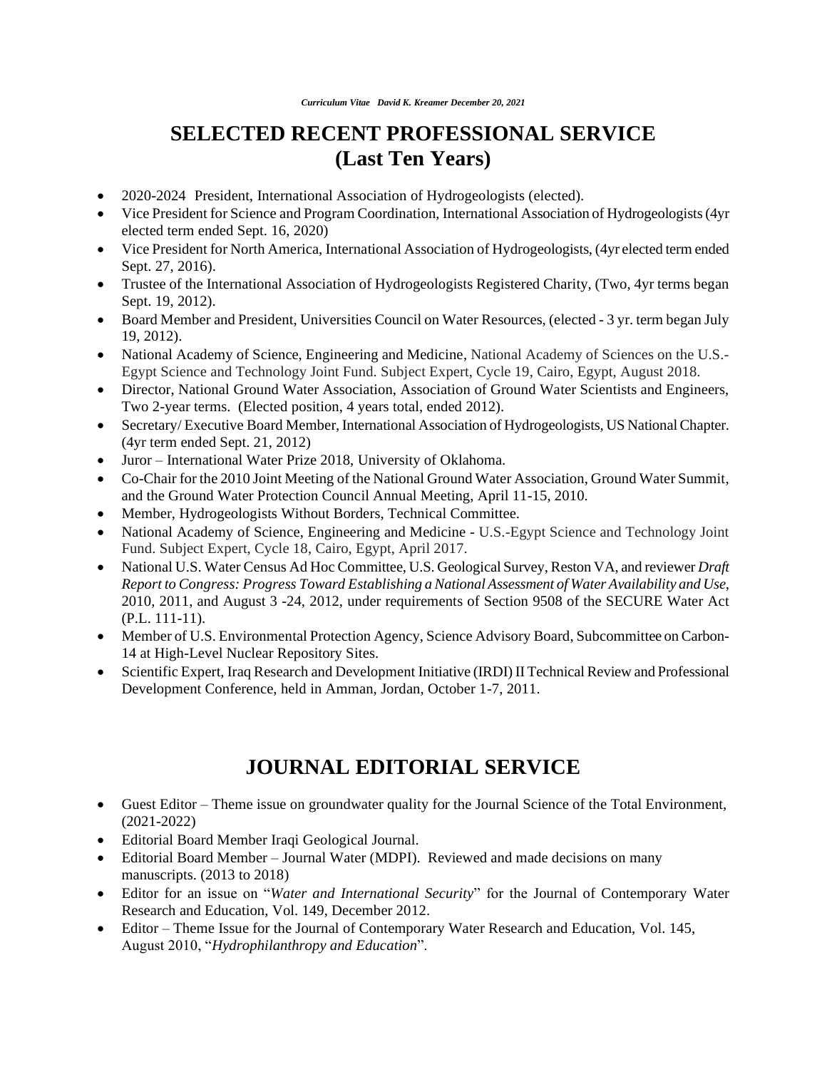# SELECTED RECENT PROFESSIONAL SERVICE (Last Ten Years)

- 2020-2024 President, International Association of Hydrogeologists (elected).
- Vice President for Science and Program Coordination, International Association of Hydrogeologists (4yr elected term ended Sept. 16, 2020)
- Vice President for North America, International Association of Hydrogeologists, (4yr elected term ended Sept. 27, 2016).
- Trustee of the International Association of Hydrogeologists Registered Charity, (Two, 4yr terms began Sept. 19, 2012).
- Board Member and President, Universities Council on Water Resources, (elected - 3 yr. term began July 19, 2012).
- National Academy of Science, Engineering and Medicine, National Academy of Sciences on the U.S.-Egypt Science and Technology Joint Fund. Subject Expert, Cycle 19, Cairo, Egypt, August 2018.
- Director, National Ground Water Association, Association of Ground Water Scientists and Engineers, Two 2-year terms. (Elected position, 4 years total, ended 2012).
- Secretary/ Executive Board Member, International Association of Hydrogeologists, US National Chapter. (4yr term ended Sept. 21, 2012)
- Juror – International Water Prize 2018, University of Oklahoma.
- Co-Chair for the 2010 Joint Meeting of the National Ground Water Association, Ground Water Summit, and the Ground Water Protection Council Annual Meeting, April 11-15, 2010.
- Member, Hydrogeologists Without Borders, Technical Committee.
- National Academy of Science, Engineering and Medicine - U.S.-Egypt Science and Technology Joint Fund. Subject Expert, Cycle 18, Cairo, Egypt, April 2017.
- National U.S. Water Census Ad Hoc Committee, U.S. Geological Survey, Reston VA, and reviewer *Draft Report to Congress: Progress Toward Establishing a National Assessment of Water Availability and Use*, 2010, 2011, and August 3 -24, 2012, under requirements of Section 9508 of the SECURE Water Act (P.L. 111-11).
- Member of U.S. Environmental Protection Agency, Science Advisory Board, Subcommittee on Carbon-14 at High-Level Nuclear Repository Sites.
- Scientific Expert, Iraq Research and Development Initiative (IRDI) II Technical Review and Professional Development Conference, held in Amman, Jordan, October 1-7, 2011.

# JOURNAL EDITORIAL SERVICE

- Guest Editor – Theme issue on groundwater quality for the Journal Science of the Total Environment, (2021-2022)
- Editorial Board Member Iraqi Geological Journal.
- Editorial Board Member – Journal Water (MDPI). Reviewed and made decisions on many manuscripts. (2013 to 2018)
- Editor for an issue on "*Water and International Security*" for the Journal of Contemporary Water Research and Education, Vol. 149, December 2012.
- Editor – Theme Issue for the Journal of Contemporary Water Research and Education, Vol. 145, August 2010, "*Hydrophilanthropy and Education*".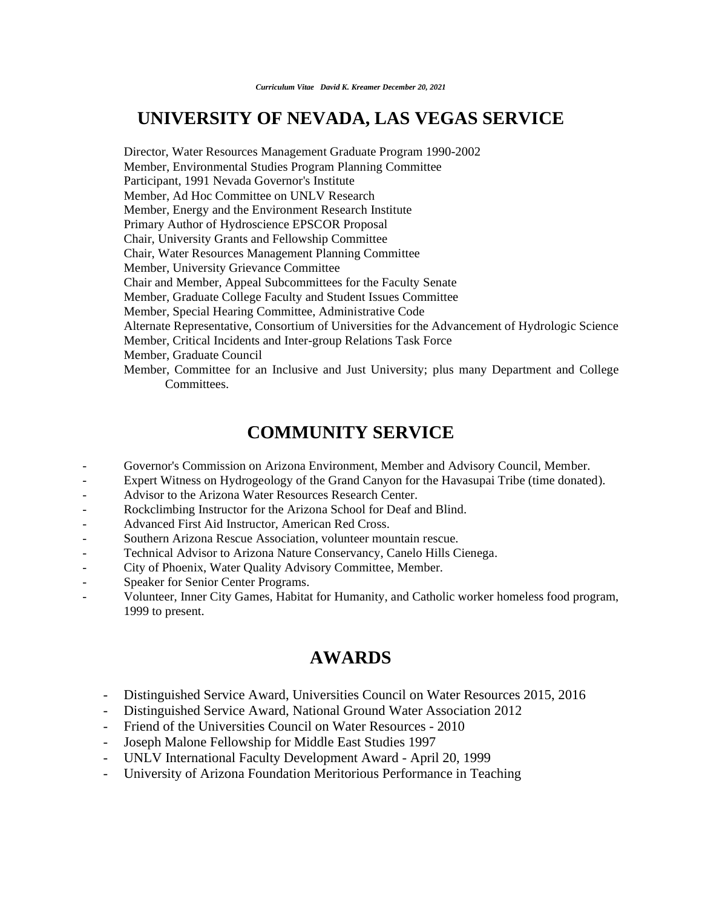# UNIVERSITY OF NEVADA, LAS VEGAS SERVICE

Director, Water Resources Management Graduate Program 1990-2002
Member, Environmental Studies Program Planning Committee
Participant, 1991 Nevada Governor's Institute
Member, Ad Hoc Committee on UNLV Research
Member, Energy and the Environment Research Institute
Primary Author of Hydroscience EPSCOR Proposal
Chair, University Grants and Fellowship Committee
Chair, Water Resources Management Planning Committee
Member, University Grievance Committee
Chair and Member, Appeal Subcommittees for the Faculty Senate
Member, Graduate College Faculty and Student Issues Committee
Member, Special Hearing Committee, Administrative Code
Alternate Representative, Consortium of Universities for the Advancement of Hydrologic Science
Member, Critical Incidents and Inter-group Relations Task Force
Member, Graduate Council
Member, Committee for an Inclusive and Just University; plus many Department and College Committees.

# COMMUNITY SERVICE

- Governor's Commission on Arizona Environment, Member and Advisory Council, Member.
- Expert Witness on Hydrogeology of the Grand Canyon for the Havasupai Tribe (time donated).
- Advisor to the Arizona Water Resources Research Center.
- Rockclimbing Instructor for the Arizona School for Deaf and Blind.
- Advanced First Aid Instructor, American Red Cross.
- Southern Arizona Rescue Association, volunteer mountain rescue.
- Technical Advisor to Arizona Nature Conservancy, Canelo Hills Cienega.
- City of Phoenix, Water Quality Advisory Committee, Member.
- Speaker for Senior Center Programs.
- Volunteer, Inner City Games, Habitat for Humanity, and Catholic worker homeless food program, 1999 to present.

# AWARDS

- Distinguished Service Award, Universities Council on Water Resources 2015, 2016
- Distinguished Service Award, National Ground Water Association 2012
- Friend of the Universities Council on Water Resources - 2010
- Joseph Malone Fellowship for Middle East Studies 1997
- UNLV International Faculty Development Award - April 20, 1999
- University of Arizona Foundation Meritorious Performance in Teaching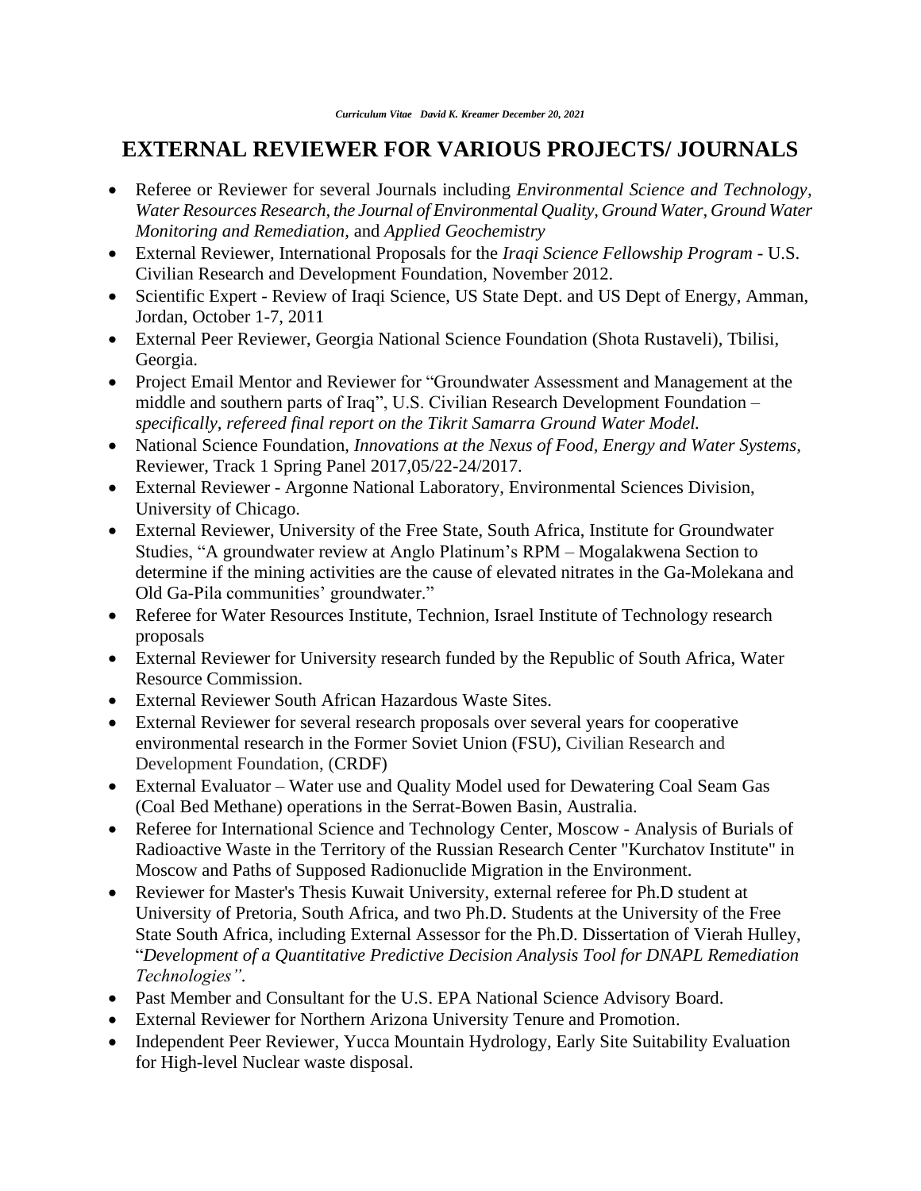# EXTERNAL REVIEWER FOR VARIOUS PROJECTS/ JOURNALS

- Referee or Reviewer for several Journals including *Environmental Science and Technology, Water Resources Research, the Journal of Environmental Quality, Ground Water, Ground Water Monitoring and Remediation*, and *Applied Geochemistry*
- External Reviewer, International Proposals for the *Iraqi Science Fellowship Program* - U.S. Civilian Research and Development Foundation, November 2012.
- Scientific Expert - Review of Iraqi Science, US State Dept. and US Dept of Energy, Amman, Jordan, October 1-7, 2011
- External Peer Reviewer, Georgia National Science Foundation (Shota Rustaveli), Tbilisi, Georgia.
- Project Email Mentor and Reviewer for "Groundwater Assessment and Management at the middle and southern parts of Iraq", U.S. Civilian Research Development Foundation – *specifically, refereed final report on the Tikrit Samarra Ground Water Model.*
- National Science Foundation, *Innovations at the Nexus of Food, Energy and Water Systems,* Reviewer, Track 1 Spring Panel 2017,05/22-24/2017.
- External Reviewer - Argonne National Laboratory, Environmental Sciences Division, University of Chicago.
- External Reviewer, University of the Free State, South Africa, Institute for Groundwater Studies, "A groundwater review at Anglo Platinum's RPM – Mogalakwena Section to determine if the mining activities are the cause of elevated nitrates in the Ga-Molekana and Old Ga-Pila communities' groundwater."
- Referee for Water Resources Institute, Technion, Israel Institute of Technology research proposals
- External Reviewer for University research funded by the Republic of South Africa, Water Resource Commission.
- External Reviewer South African Hazardous Waste Sites.
- External Reviewer for several research proposals over several years for cooperative environmental research in the Former Soviet Union (FSU), Civilian Research and Development Foundation, (CRDF)
- External Evaluator – Water use and Quality Model used for Dewatering Coal Seam Gas (Coal Bed Methane) operations in the Serrat-Bowen Basin, Australia.
- Referee for International Science and Technology Center, Moscow - Analysis of Burials of Radioactive Waste in the Territory of the Russian Research Center "Kurchatov Institute" in Moscow and Paths of Supposed Radionuclide Migration in the Environment.
- Reviewer for Master's Thesis Kuwait University, external referee for Ph.D student at University of Pretoria, South Africa, and two Ph.D. Students at the University of the Free State South Africa, including External Assessor for the Ph.D. Dissertation of Vierah Hulley, "*Development of a Quantitative Predictive Decision Analysis Tool for DNAPL Remediation Technologies"*.
- Past Member and Consultant for the U.S. EPA National Science Advisory Board.
- External Reviewer for Northern Arizona University Tenure and Promotion.
- Independent Peer Reviewer, Yucca Mountain Hydrology, Early Site Suitability Evaluation for High-level Nuclear waste disposal.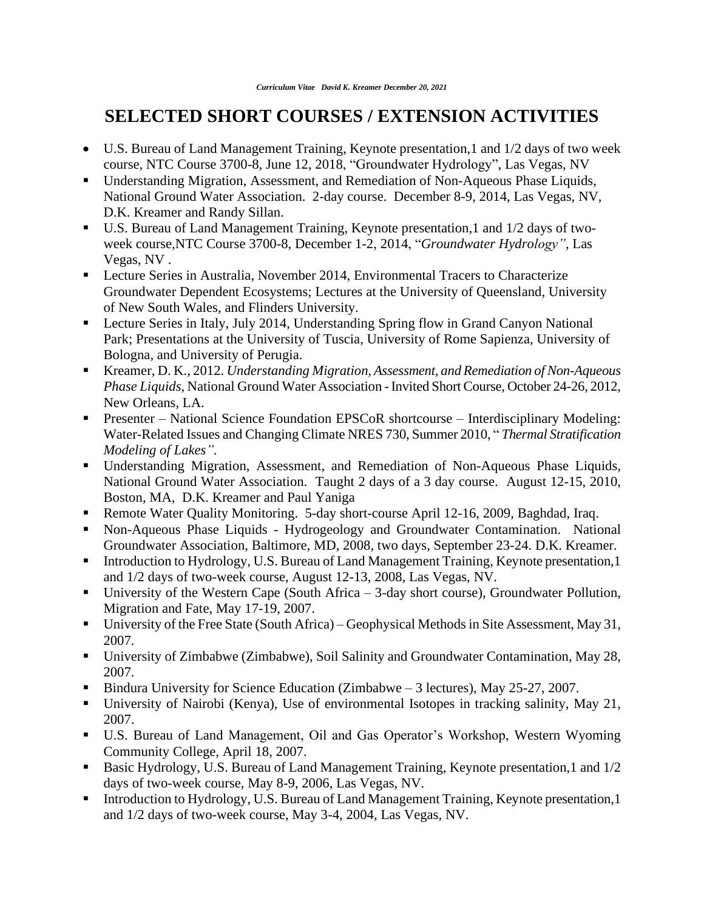# SELECTED SHORT COURSES / EXTENSION ACTIVITIES

- U.S. Bureau of Land Management Training, Keynote presentation,1 and 1/2 days of two week course, NTC Course 3700-8, June 12, 2018, "Groundwater Hydrology", Las Vegas, NV
- Understanding Migration, Assessment, and Remediation of Non-Aqueous Phase Liquids, National Ground Water Association. 2-day course. December 8-9, 2014, Las Vegas, NV, D.K. Kreamer and Randy Sillan.
- U.S. Bureau of Land Management Training, Keynote presentation,1 and 1/2 days of two-week course,NTC Course 3700-8, December 1-2, 2014, "*Groundwater Hydrology"*, Las Vegas, NV .
- Lecture Series in Australia, November 2014, Environmental Tracers to Characterize Groundwater Dependent Ecosystems; Lectures at the University of Queensland, University of New South Wales, and Flinders University.
- Lecture Series in Italy, July 2014, Understanding Spring flow in Grand Canyon National Park; Presentations at the University of Tuscia, University of Rome Sapienza, University of Bologna, and University of Perugia.
- Kreamer, D. K., 2012. *Understanding Migration, Assessment, and Remediation of Non-Aqueous Phase Liquids,* National Ground Water Association - Invited Short Course, October 24-26, 2012, New Orleans, LA.
- Presenter – National Science Foundation EPSCoR shortcourse – Interdisciplinary Modeling: Water-Related Issues and Changing Climate NRES 730, Summer 2010, "*Thermal Stratification Modeling of Lakes".*
- Understanding Migration, Assessment, and Remediation of Non-Aqueous Phase Liquids, National Ground Water Association. Taught 2 days of a 3 day course. August 12-15, 2010, Boston, MA, D.K. Kreamer and Paul Yaniga
- Remote Water Quality Monitoring. 5-day short-course April 12-16, 2009, Baghdad, Iraq.
- Non-Aqueous Phase Liquids - Hydrogeology and Groundwater Contamination. National Groundwater Association, Baltimore, MD, 2008, two days, September 23-24. D.K. Kreamer.
- Introduction to Hydrology, U.S. Bureau of Land Management Training, Keynote presentation,1 and 1/2 days of two-week course, August 12-13, 2008, Las Vegas, NV.
- University of the Western Cape (South Africa – 3-day short course), Groundwater Pollution, Migration and Fate, May 17-19, 2007.
- University of the Free State (South Africa) – Geophysical Methods in Site Assessment, May 31, 2007.
- University of Zimbabwe (Zimbabwe), Soil Salinity and Groundwater Contamination, May 28, 2007.
- Bindura University for Science Education (Zimbabwe – 3 lectures), May 25-27, 2007.
- University of Nairobi (Kenya), Use of environmental Isotopes in tracking salinity, May 21, 2007.
- U.S. Bureau of Land Management, Oil and Gas Operator's Workshop, Western Wyoming Community College, April 18, 2007.
- Basic Hydrology, U.S. Bureau of Land Management Training, Keynote presentation,1 and 1/2 days of two-week course, May 8-9, 2006, Las Vegas, NV.
- Introduction to Hydrology, U.S. Bureau of Land Management Training, Keynote presentation,1 and 1/2 days of two-week course, May 3-4, 2004, Las Vegas, NV.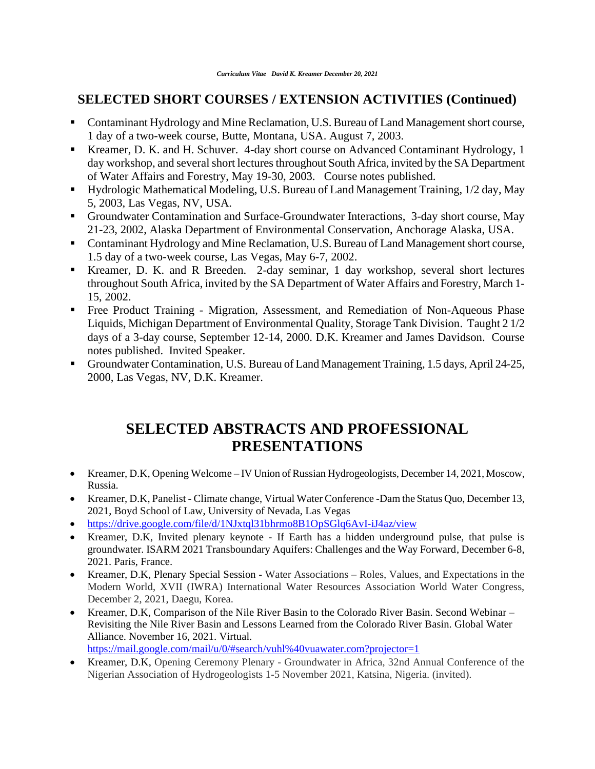## SELECTED SHORT COURSES / EXTENSION ACTIVITIES (Continued)

- Contaminant Hydrology and Mine Reclamation, U.S. Bureau of Land Management short course, 1 day of a two-week course, Butte, Montana, USA. August 7, 2003.
- Kreamer, D. K. and H. Schuver. 4-day short course on Advanced Contaminant Hydrology, 1 day workshop, and several short lectures throughout South Africa, invited by the SA Department of Water Affairs and Forestry, May 19-30, 2003. Course notes published.
- Hydrologic Mathematical Modeling, U.S. Bureau of Land Management Training, 1/2 day, May 5, 2003, Las Vegas, NV, USA.
- Groundwater Contamination and Surface-Groundwater Interactions, 3-day short course, May 21-23, 2002, Alaska Department of Environmental Conservation, Anchorage Alaska, USA.
- Contaminant Hydrology and Mine Reclamation, U.S. Bureau of Land Management short course, 1.5 day of a two-week course, Las Vegas, May 6-7, 2002.
- Kreamer, D. K. and R Breeden. 2-day seminar, 1 day workshop, several short lectures throughout South Africa, invited by the SA Department of Water Affairs and Forestry, March 1-15, 2002.
- Free Product Training - Migration, Assessment, and Remediation of Non-Aqueous Phase Liquids, Michigan Department of Environmental Quality, Storage Tank Division. Taught 2 1/2 days of a 3-day course, September 12-14, 2000. D.K. Kreamer and James Davidson. Course notes published. Invited Speaker.
- Groundwater Contamination, U.S. Bureau of Land Management Training, 1.5 days, April 24-25, 2000, Las Vegas, NV, D.K. Kreamer.

## SELECTED ABSTRACTS AND PROFESSIONAL PRESENTATIONS

- Kreamer, D.K, Opening Welcome – IV Union of Russian Hydrogeologists, December 14, 2021, Moscow, Russia.
- Kreamer, D.K, Panelist - Climate change, Virtual Water Conference -Dam the Status Quo, December 13, 2021, Boyd School of Law, University of Nevada, Las Vegas
- https://drive.google.com/file/d/1NJxtql31bhrmo8B1OpSGlq6AvI-iJ4az/view
- Kreamer, D.K, Invited plenary keynote - If Earth has a hidden underground pulse, that pulse is groundwater. ISARM 2021 Transboundary Aquifers: Challenges and the Way Forward, December 6-8, 2021. Paris, France.
- Kreamer, D.K, Plenary Special Session - Water Associations – Roles, Values, and Expectations in the Modern World, XVII (IWRA) International Water Resources Association World Water Congress, December 2, 2021, Daegu, Korea.
- Kreamer, D.K, Comparison of the Nile River Basin to the Colorado River Basin. Second Webinar – Revisiting the Nile River Basin and Lessons Learned from the Colorado River Basin. Global Water Alliance. November 16, 2021. Virtual. https://mail.google.com/mail/u/0/#search/vuhl%40vuawater.com?projector=1
- Kreamer, D.K, Opening Ceremony Plenary - Groundwater in Africa, 32nd Annual Conference of the Nigerian Association of Hydrogeologists 1-5 November 2021, Katsina, Nigeria. (invited).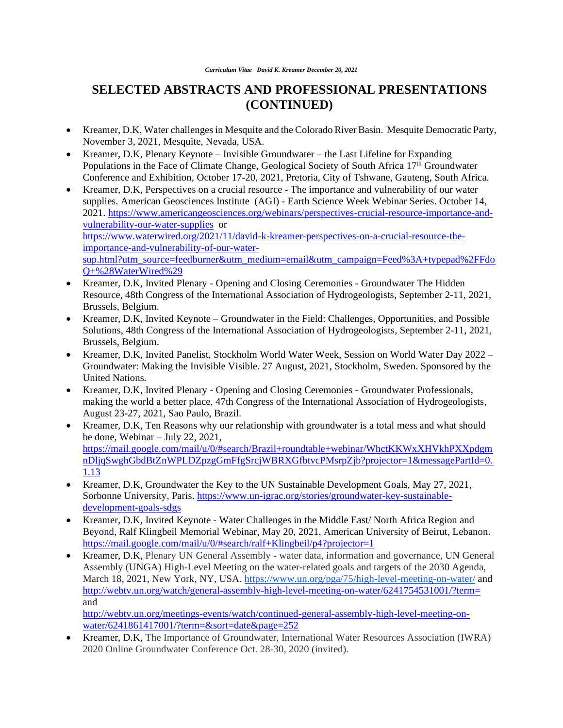# SELECTED ABSTRACTS AND PROFESSIONAL PRESENTATIONS (CONTINUED)

- Kreamer, D.K, Water challenges in Mesquite and the Colorado River Basin. Mesquite Democratic Party, November 3, 2021, Mesquite, Nevada, USA.
- Kreamer, D.K, Plenary Keynote – Invisible Groundwater – the Last Lifeline for Expanding Populations in the Face of Climate Change, Geological Society of South Africa 17th Groundwater Conference and Exhibition, October 17-20, 2021, Pretoria, City of Tshwane, Gauteng, South Africa.
- Kreamer, D.K, Perspectives on a crucial resource - The importance and vulnerability of our water supplies. American Geosciences Institute (AGI) - Earth Science Week Webinar Series. October 14, 2021. https://www.americangeosciences.org/webinars/perspectives-crucial-resource-importance-and-vulnerability-our-water-supplies or https://www.waterwired.org/2021/11/david-k-kreamer-perspectives-on-a-crucial-resource-the-importance-and-vulnerability-of-our-water-sup.html?utm_source=feedburner&utm_medium=email&utm_campaign=Feed%3A+typepad%2FFdoQ+%28WaterWired%29
- Kreamer, D.K, Invited Plenary - Opening and Closing Ceremonies - Groundwater The Hidden Resource, 48th Congress of the International Association of Hydrogeologists, September 2-11, 2021, Brussels, Belgium.
- Kreamer, D.K, Invited Keynote – Groundwater in the Field: Challenges, Opportunities, and Possible Solutions, 48th Congress of the International Association of Hydrogeologists, September 2-11, 2021, Brussels, Belgium.
- Kreamer, D.K, Invited Panelist, Stockholm World Water Week, Session on World Water Day 2022 – Groundwater: Making the Invisible Visible. 27 August, 2021, Stockholm, Sweden. Sponsored by the United Nations.
- Kreamer, D.K, Invited Plenary - Opening and Closing Ceremonies - Groundwater Professionals, making the world a better place, 47th Congress of the International Association of Hydrogeologists, August 23-27, 2021, Sao Paulo, Brazil.
- Kreamer, D.K, Ten Reasons why our relationship with groundwater is a total mess and what should be done, Webinar – July 22, 2021, https://mail.google.com/mail/u/0/#search/Brazil+roundtable+webinar/WhctKKWxXHVkhPXXpdgmnDljqSwghGbdBtZnWPLDZpzgGmFfgSrcjWBRXGfbtvcPMsrpZjb?projector=1&messagePartId=0.1.13
- Kreamer, D.K, Groundwater the Key to the UN Sustainable Development Goals, May 27, 2021, Sorbonne University, Paris. https://www.un-igrac.org/stories/groundwater-key-sustainable-development-goals-sdgs
- Kreamer, D.K, Invited Keynote - Water Challenges in the Middle East/ North Africa Region and Beyond, Ralf Klingbeil Memorial Webinar, May 20, 2021, American University of Beirut, Lebanon. https://mail.google.com/mail/u/0/#search/ralf+Klingbeil/p4?projector=1
- Kreamer, D.K, Plenary UN General Assembly - water data, information and governance, UN General Assembly (UNGA) High-Level Meeting on the water-related goals and targets of the 2030 Agenda, March 18, 2021, New York, NY, USA. https://www.un.org/pga/75/high-level-meeting-on-water/ and http://webtv.un.org/watch/general-assembly-high-level-meeting-on-water/6241754531001/?term= and http://webtv.un.org/meetings-events/watch/continued-general-assembly-high-level-meeting-on-water/6241861417001/?term=&sort=date&page=252
- Kreamer, D.K, The Importance of Groundwater, International Water Resources Association (IWRA) 2020 Online Groundwater Conference Oct. 28-30, 2020 (invited).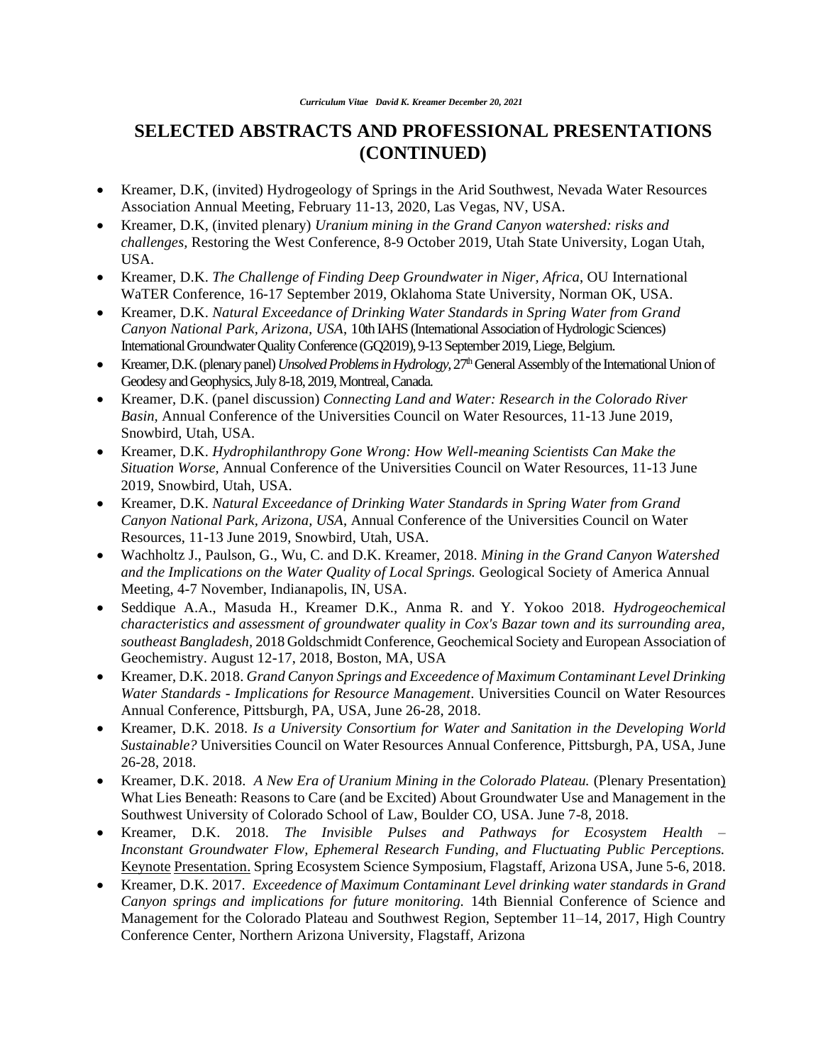# SELECTED ABSTRACTS AND PROFESSIONAL PRESENTATIONS (CONTINUED)

- Kreamer, D.K, (invited) Hydrogeology of Springs in the Arid Southwest, Nevada Water Resources Association Annual Meeting, February 11-13, 2020, Las Vegas, NV, USA.
- Kreamer, D.K, (invited plenary) *Uranium mining in the Grand Canyon watershed: risks and challenges*, Restoring the West Conference, 8-9 October 2019, Utah State University, Logan Utah, USA.
- Kreamer, D.K. *The Challenge of Finding Deep Groundwater in Niger, Africa*, OU International WaTER Conference, 16-17 September 2019, Oklahoma State University, Norman OK, USA.
- Kreamer, D.K. *Natural Exceedance of Drinking Water Standards in Spring Water from Grand Canyon National Park, Arizona, USA*, 10th IAHS (International Association of Hydrologic Sciences) International Groundwater Quality Conference (GQ2019), 9-13 September 2019, Liege, Belgium.
- Kreamer, D.K. (plenary panel) *Unsolved Problems in Hydrology*, 27th General Assembly of the International Union of Geodesy and Geophysics, July 8-18, 2019, Montreal, Canada.
- Kreamer, D.K. (panel discussion) *Connecting Land and Water: Research in the Colorado River Basin,* Annual Conference of the Universities Council on Water Resources, 11-13 June 2019, Snowbird, Utah, USA.
- Kreamer, D.K. *Hydrophilanthropy Gone Wrong: How Well-meaning Scientists Can Make the Situation Worse,* Annual Conference of the Universities Council on Water Resources, 11-13 June 2019, Snowbird, Utah, USA.
- Kreamer, D.K. *Natural Exceedance of Drinking Water Standards in Spring Water from Grand Canyon National Park, Arizona, USA*, Annual Conference of the Universities Council on Water Resources, 11-13 June 2019, Snowbird, Utah, USA.
- Wachholtz J., Paulson, G., Wu, C. and D.K. Kreamer, 2018. *Mining in the Grand Canyon Watershed and the Implications on the Water Quality of Local Springs.* Geological Society of America Annual Meeting, 4-7 November, Indianapolis, IN, USA.
- Seddique A.A., Masuda H., Kreamer D.K., Anma R. and Y. Yokoo 2018. *Hydrogeochemical characteristics and assessment of groundwater quality in Cox's Bazar town and its surrounding area, southeast Bangladesh,* 2018 Goldschmidt Conference, Geochemical Society and European Association of Geochemistry. August 12-17, 2018, Boston, MA, USA
- Kreamer, D.K. 2018. *Grand Canyon Springs and Exceedence of Maximum Contaminant Level Drinking Water Standards - Implications for Resource Management*. Universities Council on Water Resources Annual Conference, Pittsburgh, PA, USA, June 26-28, 2018.
- Kreamer, D.K. 2018. *Is a University Consortium for Water and Sanitation in the Developing World Sustainable?* Universities Council on Water Resources Annual Conference, Pittsburgh, PA, USA, June 26-28, 2018.
- Kreamer, D.K. 2018. *A New Era of Uranium Mining in the Colorado Plateau.* (Plenary Presentation) What Lies Beneath: Reasons to Care (and be Excited) About Groundwater Use and Management in the Southwest University of Colorado School of Law, Boulder CO, USA. June 7-8, 2018.
- Kreamer, D.K. 2018. *The Invisible Pulses and Pathways for Ecosystem Health – Inconstant Groundwater Flow, Ephemeral Research Funding, and Fluctuating Public Perceptions.* Keynote Presentation. Spring Ecosystem Science Symposium, Flagstaff, Arizona USA, June 5-6, 2018.
- Kreamer, D.K. 2017. *Exceedence of Maximum Contaminant Level drinking water standards in Grand Canyon springs and implications for future monitoring.* 14th Biennial Conference of Science and Management for the Colorado Plateau and Southwest Region, September 11–14, 2017, High Country Conference Center, Northern Arizona University, Flagstaff, Arizona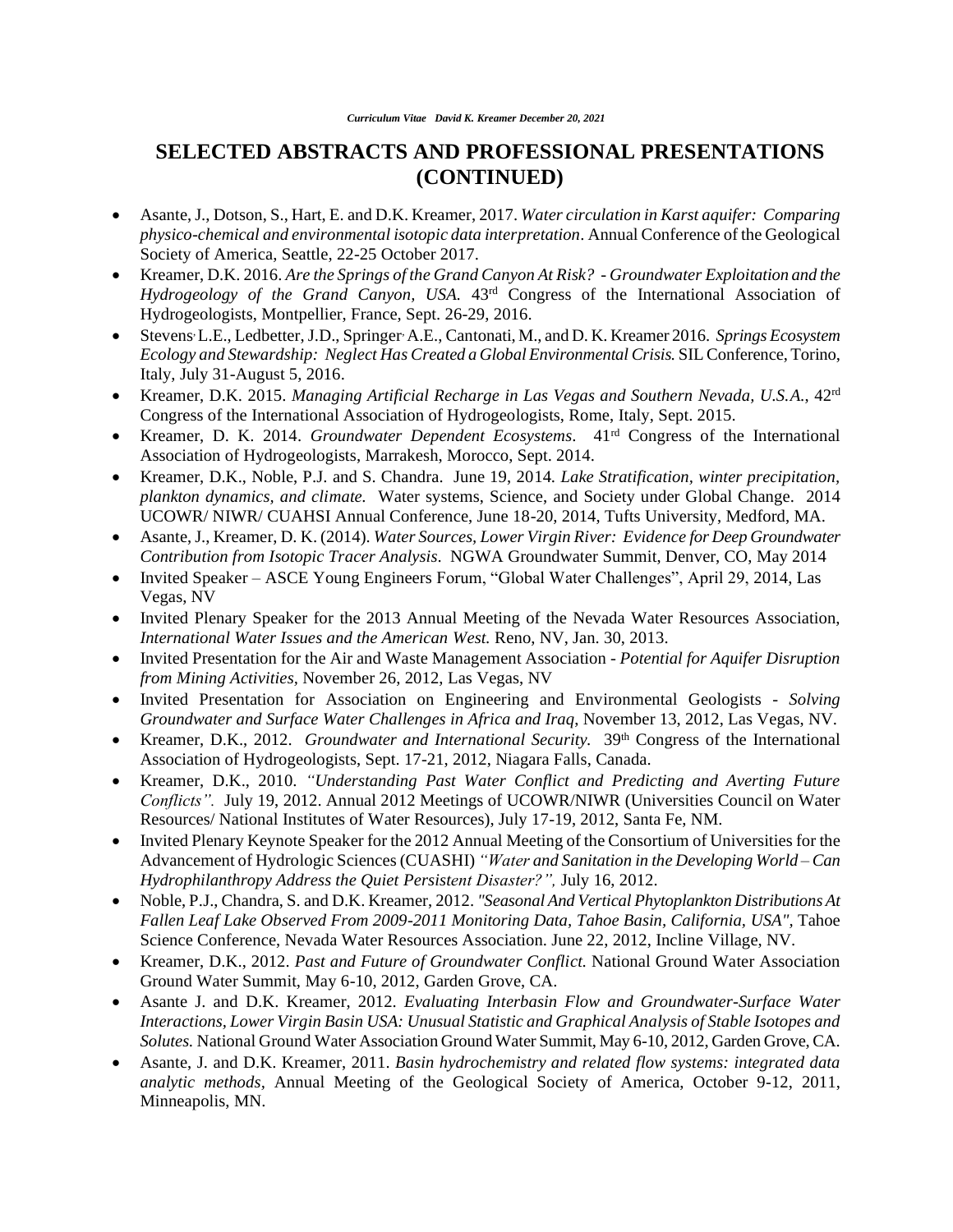# SELECTED ABSTRACTS AND PROFESSIONAL PRESENTATIONS (CONTINUED)

- Asante, J., Dotson, S., Hart, E. and D.K. Kreamer, 2017. *Water circulation in Karst aquifer: Comparing physico-chemical and environmental isotopic data interpretation*. Annual Conference of the Geological Society of America, Seattle, 22-25 October 2017.
- Kreamer, D.K. 2016. *Are the Springs of the Grand Canyon At Risk? - Groundwater Exploitation and the Hydrogeology of the Grand Canyon, USA.* 43rd Congress of the International Association of Hydrogeologists, Montpellier, France, Sept. 26-29, 2016.
- Stevens, L.E., Ledbetter, J.D., Springer, A.E., Cantonati, M., and D. K. Kreamer 2016. *Springs Ecosystem Ecology and Stewardship: Neglect Has Created a Global Environmental Crisis.* SIL Conference, Torino, Italy, July 31-August 5, 2016.
- Kreamer, D.K. 2015. *Managing Artificial Recharge in Las Vegas and Southern Nevada, U.S.A.*, 42rd Congress of the International Association of Hydrogeologists, Rome, Italy, Sept. 2015.
- Kreamer, D. K. 2014. *Groundwater Dependent Ecosystems*. 41rd Congress of the International Association of Hydrogeologists, Marrakesh, Morocco, Sept. 2014.
- Kreamer, D.K., Noble, P.J. and S. Chandra. June 19, 2014. *Lake Stratification, winter precipitation, plankton dynamics, and climate.* Water systems, Science, and Society under Global Change. 2014 UCOWR/ NIWR/ CUAHSI Annual Conference, June 18-20, 2014, Tufts University, Medford, MA.
- Asante, J., Kreamer, D. K. (2014). *Water Sources, Lower Virgin River: Evidence for Deep Groundwater Contribution from Isotopic Tracer Analysis*. NGWA Groundwater Summit, Denver, CO, May 2014
- Invited Speaker – ASCE Young Engineers Forum, "Global Water Challenges", April 29, 2014, Las Vegas, NV
- Invited Plenary Speaker for the 2013 Annual Meeting of the Nevada Water Resources Association, *International Water Issues and the American West.* Reno, NV, Jan. 30, 2013.
- Invited Presentation for the Air and Waste Management Association - *Potential for Aquifer Disruption from Mining Activities,* November 26, 2012, Las Vegas, NV
- Invited Presentation for Association on Engineering and Environmental Geologists - *Solving Groundwater and Surface Water Challenges in Africa and Iraq,* November 13, 2012, Las Vegas, NV.
- Kreamer, D.K., 2012. *Groundwater and International Security.* 39th Congress of the International Association of Hydrogeologists, Sept. 17-21, 2012, Niagara Falls, Canada.
- Kreamer, D.K., 2010. *"Understanding Past Water Conflict and Predicting and Averting Future Conflicts".* July 19, 2012. Annual 2012 Meetings of UCOWR/NIWR (Universities Council on Water Resources/ National Institutes of Water Resources), July 17-19, 2012, Santa Fe, NM.
- Invited Plenary Keynote Speaker for the 2012 Annual Meeting of the Consortium of Universities for the Advancement of Hydrologic Sciences (CUASHI) *"Water and Sanitation in the Developing World – Can Hydrophilanthropy Address the Quiet Persistent Disaster?",* July 16, 2012.
- Noble, P.J., Chandra, S. and D.K. Kreamer, 2012. *"Seasonal And Vertical Phytoplankton Distributions At Fallen Leaf Lake Observed From 2009-2011 Monitoring Data, Tahoe Basin, California, USA",* Tahoe Science Conference, Nevada Water Resources Association. June 22, 2012, Incline Village, NV.
- Kreamer, D.K., 2012. *Past and Future of Groundwater Conflict.* National Ground Water Association Ground Water Summit, May 6-10, 2012, Garden Grove, CA.
- Asante J. and D.K. Kreamer, 2012. *Evaluating Interbasin Flow and Groundwater-Surface Water Interactions, Lower Virgin Basin USA: Unusual Statistic and Graphical Analysis of Stable Isotopes and Solutes.* National Ground Water Association Ground Water Summit, May 6-10, 2012, Garden Grove, CA.
- Asante, J. and D.K. Kreamer, 2011. *Basin hydrochemistry and related flow systems: integrated data analytic methods,* Annual Meeting of the Geological Society of America, October 9-12, 2011, Minneapolis, MN.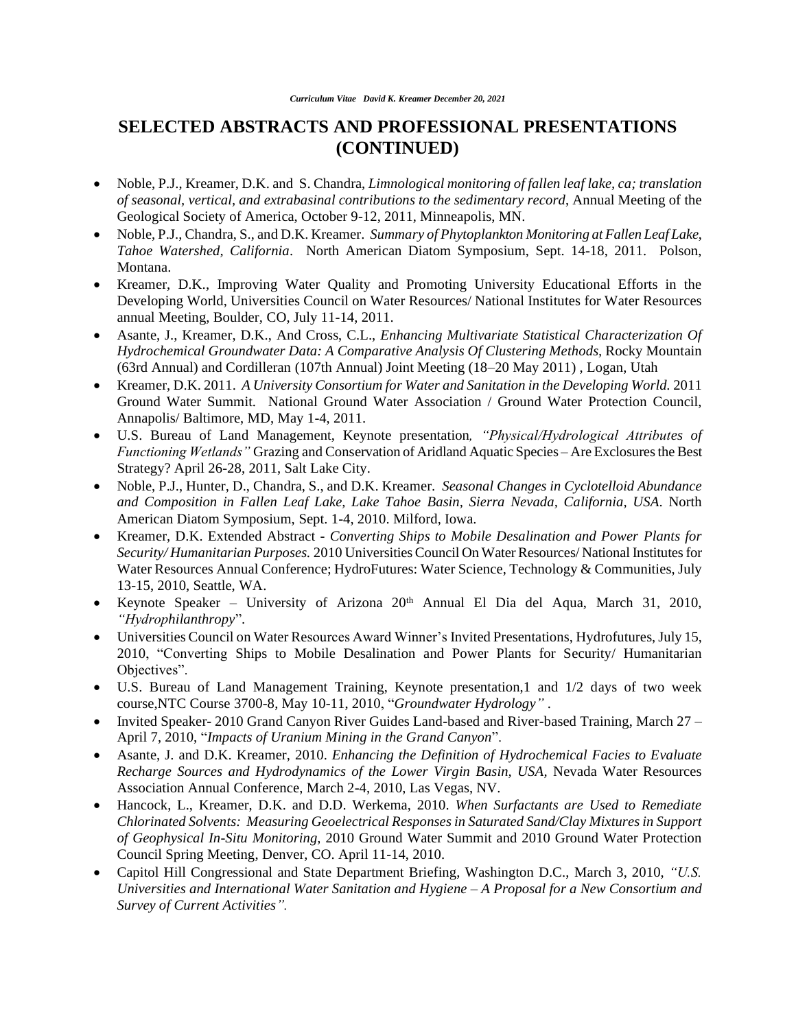# SELECTED ABSTRACTS AND PROFESSIONAL PRESENTATIONS (CONTINUED)

- Noble, P.J., Kreamer, D.K. and S. Chandra, *Limnological monitoring of fallen leaf lake, ca; translation of seasonal, vertical, and extrabasinal contributions to the sedimentary record*, Annual Meeting of the Geological Society of America, October 9-12, 2011, Minneapolis, MN.
- Noble, P.J., Chandra, S., and D.K. Kreamer. *Summary of Phytoplankton Monitoring at Fallen Leaf Lake, Tahoe Watershed, California*. North American Diatom Symposium, Sept. 14-18, 2011. Polson, Montana.
- Kreamer, D.K., Improving Water Quality and Promoting University Educational Efforts in the Developing World, Universities Council on Water Resources/ National Institutes for Water Resources annual Meeting, Boulder, CO, July 11-14, 2011.
- Asante, J., Kreamer, D.K., And Cross, C.L., *Enhancing Multivariate Statistical Characterization Of Hydrochemical Groundwater Data: A Comparative Analysis Of Clustering Methods*, Rocky Mountain (63rd Annual) and Cordilleran (107th Annual) Joint Meeting (18–20 May 2011) , Logan, Utah
- Kreamer, D.K. 2011. *A University Consortium for Water and Sanitation in the Developing World.* 2011 Ground Water Summit. National Ground Water Association / Ground Water Protection Council, Annapolis/ Baltimore, MD, May 1-4, 2011.
- U.S. Bureau of Land Management, Keynote presentation, *"Physical/Hydrological Attributes of Functioning Wetlands"* Grazing and Conservation of Aridland Aquatic Species – Are Exclosures the Best Strategy? April 26-28, 2011, Salt Lake City.
- Noble, P.J., Hunter, D., Chandra, S., and D.K. Kreamer. *Seasonal Changes in Cyclotelloid Abundance and Composition in Fallen Leaf Lake, Lake Tahoe Basin, Sierra Nevada, California, USA*. North American Diatom Symposium, Sept. 1-4, 2010. Milford, Iowa.
- Kreamer, D.K. Extended Abstract - *Converting Ships to Mobile Desalination and Power Plants for Security/ Humanitarian Purposes.* 2010 Universities Council On Water Resources/ National Institutes for Water Resources Annual Conference; HydroFutures: Water Science, Technology & Communities, July 13-15, 2010, Seattle, WA.
- Keynote Speaker – University of Arizona 20th Annual El Dia del Aqua, March 31, 2010, *"Hydrophilanthropy*".
- Universities Council on Water Resources Award Winner's Invited Presentations, Hydrofutures, July 15, 2010, "Converting Ships to Mobile Desalination and Power Plants for Security/ Humanitarian Objectives".
- U.S. Bureau of Land Management Training, Keynote presentation,1 and 1/2 days of two week course,NTC Course 3700-8, May 10-11, 2010, "*Groundwater Hydrology"* .
- Invited Speaker- 2010 Grand Canyon River Guides Land-based and River-based Training, March 27 – April 7, 2010, "*Impacts of Uranium Mining in the Grand Canyon*".
- Asante, J. and D.K. Kreamer, 2010. *Enhancing the Definition of Hydrochemical Facies to Evaluate Recharge Sources and Hydrodynamics of the Lower Virgin Basin, USA*, Nevada Water Resources Association Annual Conference, March 2-4, 2010, Las Vegas, NV.
- Hancock, L., Kreamer, D.K. and D.D. Werkema, 2010. *When Surfactants are Used to Remediate Chlorinated Solvents: Measuring Geoelectrical Responses in Saturated Sand/Clay Mixtures in Support of Geophysical In-Situ Monitoring,* 2010 Ground Water Summit and 2010 Ground Water Protection Council Spring Meeting, Denver, CO. April 11-14, 2010.
- Capitol Hill Congressional and State Department Briefing, Washington D.C., March 3, 2010, *"U.S. Universities and International Water Sanitation and Hygiene – A Proposal for a New Consortium and Survey of Current Activities".*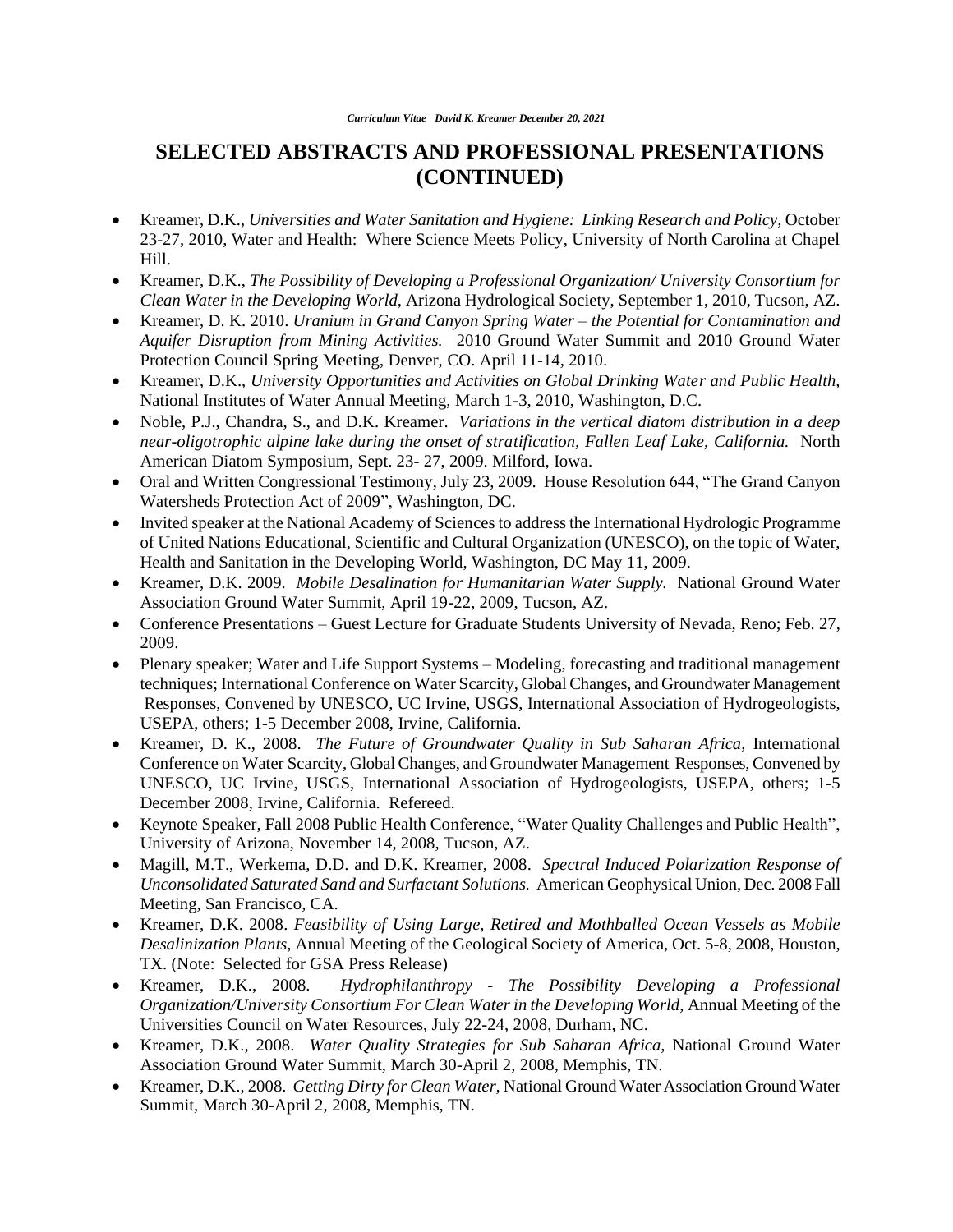# SELECTED ABSTRACTS AND PROFESSIONAL PRESENTATIONS (CONTINUED)

- Kreamer, D.K., *Universities and Water Sanitation and Hygiene: Linking Research and Policy,* October 23-27, 2010, Water and Health: Where Science Meets Policy, University of North Carolina at Chapel Hill.
- Kreamer, D.K., *The Possibility of Developing a Professional Organization/ University Consortium for Clean Water in the Developing World,* Arizona Hydrological Society, September 1, 2010, Tucson, AZ.
- Kreamer, D. K. 2010. *Uranium in Grand Canyon Spring Water – the Potential for Contamination and Aquifer Disruption from Mining Activities.* 2010 Ground Water Summit and 2010 Ground Water Protection Council Spring Meeting, Denver, CO. April 11-14, 2010.
- Kreamer, D.K., *University Opportunities and Activities on Global Drinking Water and Public Health,* National Institutes of Water Annual Meeting, March 1-3, 2010, Washington, D.C.
- Noble, P.J., Chandra, S., and D.K. Kreamer. *Variations in the vertical diatom distribution in a deep near-oligotrophic alpine lake during the onset of stratification, Fallen Leaf Lake, California.* North American Diatom Symposium, Sept. 23- 27, 2009. Milford, Iowa.
- Oral and Written Congressional Testimony, July 23, 2009. House Resolution 644, "The Grand Canyon Watersheds Protection Act of 2009", Washington, DC.
- Invited speaker at the National Academy of Sciences to address the International Hydrologic Programme of United Nations Educational, Scientific and Cultural Organization (UNESCO), on the topic of Water, Health and Sanitation in the Developing World, Washington, DC May 11, 2009.
- Kreamer, D.K. 2009. *Mobile Desalination for Humanitarian Water Supply.* National Ground Water Association Ground Water Summit, April 19-22, 2009, Tucson, AZ.
- Conference Presentations – Guest Lecture for Graduate Students University of Nevada, Reno; Feb. 27, 2009.
- Plenary speaker; Water and Life Support Systems – Modeling, forecasting and traditional management techniques; International Conference on Water Scarcity, Global Changes, and Groundwater Management Responses, Convened by UNESCO, UC Irvine, USGS, International Association of Hydrogeologists, USEPA, others; 1-5 December 2008, Irvine, California.
- Kreamer, D. K., 2008. *The Future of Groundwater Quality in Sub Saharan Africa,* International Conference on Water Scarcity, Global Changes, and Groundwater Management Responses, Convened by UNESCO, UC Irvine, USGS, International Association of Hydrogeologists, USEPA, others; 1-5 December 2008, Irvine, California. Refereed.
- Keynote Speaker, Fall 2008 Public Health Conference, "Water Quality Challenges and Public Health", University of Arizona, November 14, 2008, Tucson, AZ.
- Magill, M.T., Werkema, D.D. and D.K. Kreamer, 2008. *Spectral Induced Polarization Response of Unconsolidated Saturated Sand and Surfactant Solutions.* American Geophysical Union, Dec. 2008 Fall Meeting, San Francisco, CA.
- Kreamer, D.K. 2008. *Feasibility of Using Large, Retired and Mothballed Ocean Vessels as Mobile Desalinization Plants,* Annual Meeting of the Geological Society of America, Oct. 5-8, 2008, Houston, TX. (Note: Selected for GSA Press Release)
- Kreamer, D.K., 2008. *Hydrophilanthropy - The Possibility Developing a Professional Organization/University Consortium For Clean Water in the Developing World,* Annual Meeting of the Universities Council on Water Resources, July 22-24, 2008, Durham, NC.
- Kreamer, D.K., 2008. *Water Quality Strategies for Sub Saharan Africa,* National Ground Water Association Ground Water Summit, March 30-April 2, 2008, Memphis, TN.
- Kreamer, D.K., 2008. *Getting Dirty for Clean Water,* National Ground Water Association Ground Water Summit, March 30-April 2, 2008, Memphis, TN.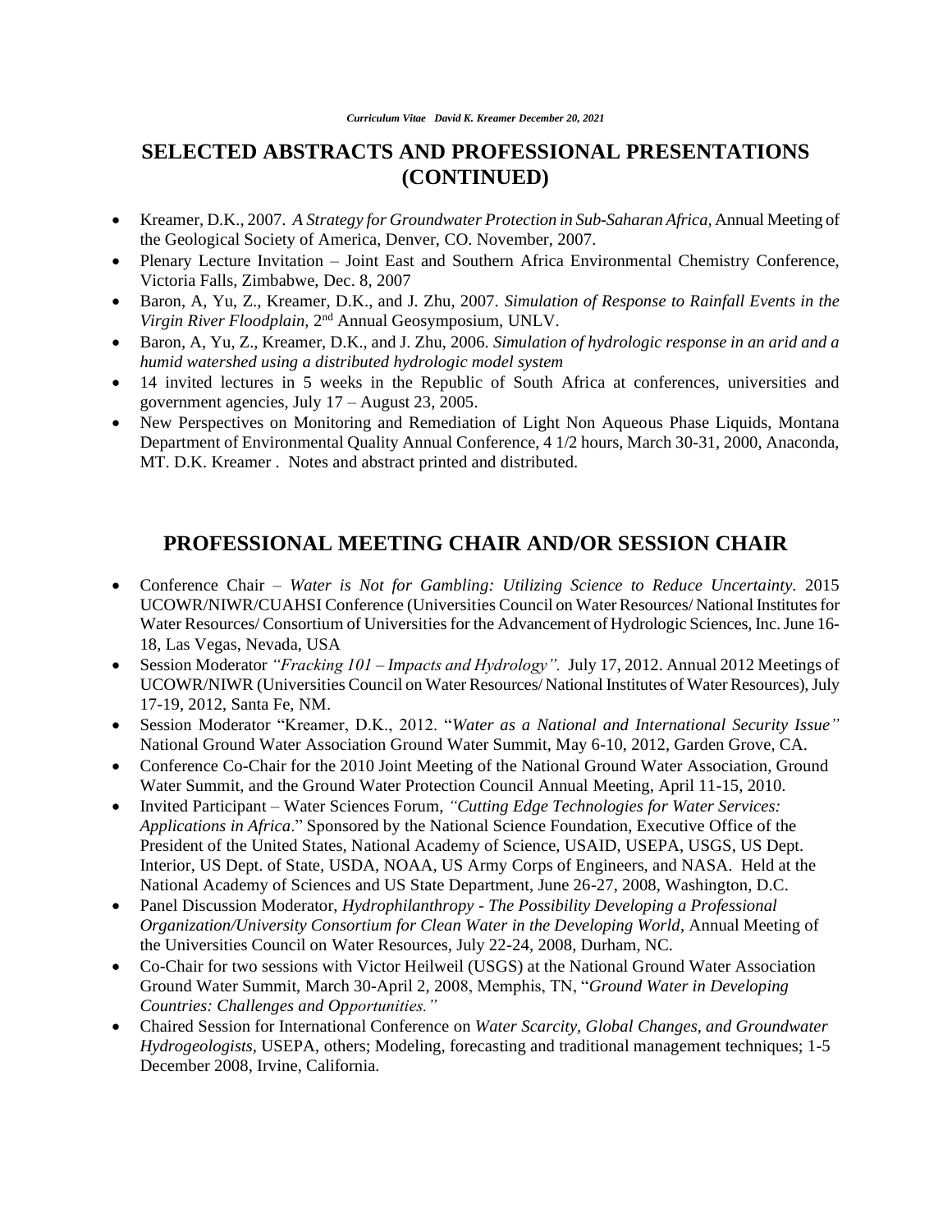## SELECTED ABSTRACTS AND PROFESSIONAL PRESENTATIONS (CONTINUED)

- Kreamer, D.K., 2007. *A Strategy for Groundwater Protection in Sub-Saharan Africa,* Annual Meeting of the Geological Society of America, Denver, CO. November, 2007.
- Plenary Lecture Invitation – Joint East and Southern Africa Environmental Chemistry Conference, Victoria Falls, Zimbabwe, Dec. 8, 2007
- Baron, A, Yu, Z., Kreamer, D.K., and J. Zhu, 2007. *Simulation of Response to Rainfall Events in the Virgin River Floodplain,* 2nd Annual Geosymposium, UNLV.
- Baron, A, Yu, Z., Kreamer, D.K., and J. Zhu, 2006. *Simulation of hydrologic response in an arid and a humid watershed using a distributed hydrologic model system*
- 14 invited lectures in 5 weeks in the Republic of South Africa at conferences, universities and government agencies, July 17 – August 23, 2005.
- New Perspectives on Monitoring and Remediation of Light Non Aqueous Phase Liquids, Montana Department of Environmental Quality Annual Conference, 4 1/2 hours, March 30-31, 2000, Anaconda, MT. D.K. Kreamer . Notes and abstract printed and distributed.

## PROFESSIONAL MEETING CHAIR AND/OR SESSION CHAIR

- Conference Chair – *Water is Not for Gambling: Utilizing Science to Reduce Uncertainty*. 2015 UCOWR/NIWR/CUAHSI Conference (Universities Council on Water Resources/ National Institutes for Water Resources/ Consortium of Universities for the Advancement of Hydrologic Sciences, Inc. June 16-18, Las Vegas, Nevada, USA
- Session Moderator *"Fracking 101 – Impacts and Hydrology".* July 17, 2012. Annual 2012 Meetings of UCOWR/NIWR (Universities Council on Water Resources/ National Institutes of Water Resources), July 17-19, 2012, Santa Fe, NM.
- Session Moderator "Kreamer, D.K., 2012. "*Water as a National and International Security Issue"* National Ground Water Association Ground Water Summit, May 6-10, 2012, Garden Grove, CA.
- Conference Co-Chair for the 2010 Joint Meeting of the National Ground Water Association, Ground Water Summit, and the Ground Water Protection Council Annual Meeting, April 11-15, 2010.
- Invited Participant – Water Sciences Forum, *"Cutting Edge Technologies for Water Services: Applications in Africa*." Sponsored by the National Science Foundation, Executive Office of the President of the United States, National Academy of Science, USAID, USEPA, USGS, US Dept. Interior, US Dept. of State, USDA, NOAA, US Army Corps of Engineers, and NASA. Held at the National Academy of Sciences and US State Department, June 26-27, 2008, Washington, D.C.
- Panel Discussion Moderator, *Hydrophilanthropy - The Possibility Developing a Professional Organization/University Consortium for Clean Water in the Developing World*, Annual Meeting of the Universities Council on Water Resources, July 22-24, 2008, Durham, NC.
- Co-Chair for two sessions with Victor Heilweil (USGS) at the National Ground Water Association Ground Water Summit, March 30-April 2, 2008, Memphis, TN, "*Ground Water in Developing Countries: Challenges and Opportunities."*
- Chaired Session for International Conference on *Water Scarcity, Global Changes, and Groundwater Hydrogeologists,* USEPA, others; Modeling, forecasting and traditional management techniques; 1-5 December 2008, Irvine, California.